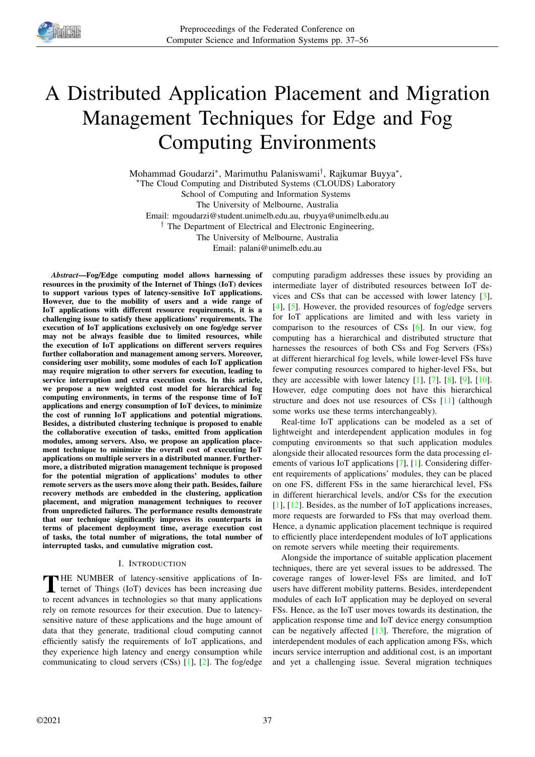# A Distributed Application Placement and Migration Management Techniques for Edge and Fog Computing Environments

Mohammad Goudarzi*, Marimuthu Palaniswami†, Rajkumar Buyya*,

*The Cloud Computing and Distributed Systems (CLOUDS) Laboratory
School of Computing and Information Systems
The University of Melbourne, Australia
Email: mgoudarzi@student.unimelb.edu.au, rbuyya@unimelb.edu.au

† The Department of Electrical and Electronic Engineering,
The University of Melbourne, Australia
Email: palani@unimelb.edu.au

***Abstract*—Fog/Edge computing model allows harnessing of resources in the proximity of the Internet of Things (IoT) devices to support various types of latency-sensitive IoT applications. However, due to the mobility of users and a wide range of IoT applications with different resource requirements, it is a challenging issue to satisfy these applications' requirements. The execution of IoT applications exclusively on one fog/edge server may not be always feasible due to limited resources, while the execution of IoT applications on different servers requires further collaboration and management among servers. Moreover, considering user mobility, some modules of each IoT application may require migration to other servers for execution, leading to service interruption and extra execution costs. In this article, we propose a new weighted cost model for hierarchical fog computing environments, in terms of the response time of IoT applications and energy consumption of IoT devices, to minimize the cost of running IoT applications and potential migrations. Besides, a distributed clustering technique is proposed to enable the collaborative execution of tasks, emitted from application modules, among servers. Also, we propose an application placement technique to minimize the overall cost of executing IoT applications on multiple servers in a distributed manner. Furthermore, a distributed migration management technique is proposed for the potential migration of applications' modules to other remote servers as the users move along their path. Besides, failure recovery methods are embedded in the clustering, application placement, and migration management techniques to recover from unpredicted failures. The performance results demonstrate that our technique significantly improves its counterparts in terms of placement deployment time, average execution cost of tasks, the total number of migrations, the total number of interrupted tasks, and cumulative migration cost.**

## I. Introduction

The number of latency-sensitive applications of Internet of Things (IoT) devices has been increasing due to recent advances in technologies so that many applications rely on remote resources for their execution. Due to latency-sensitive nature of these applications and the huge amount of data that they generate, traditional cloud computing cannot efficiently satisfy the requirements of IoT applications, and they experience high latency and energy consumption while communicating to cloud servers (CSs) [1], [2]. The fog/edge computing paradigm addresses these issues by providing an intermediate layer of distributed resources between IoT devices and CSs that can be accessed with lower latency [3], [4], [5]. However, the provided resources of fog/edge servers for IoT applications are limited and with less variety in comparison to the resources of CSs [6]. In our view, fog computing has a hierarchical and distributed structure that harnesses the resources of both CSs and Fog Servers (FSs) at different hierarchical fog levels, while lower-level FSs have fewer computing resources compared to higher-level FSs, but they are accessible with lower latency [1], [7], [8], [9], [10]. However, edge computing does not have this hierarchical structure and does not use resources of CSs [11] (although some works use these terms interchangeably).

Real-time IoT applications can be modeled as a set of lightweight and interdependent application modules in fog computing environments so that such application modules alongside their allocated resources form the data processing elements of various IoT applications [7], [1]. Considering different requirements of applications' modules, they can be placed on one FS, different FSs in the same hierarchical level, FSs in different hierarchical levels, and/or CSs for the execution [1], [12]. Besides, as the number of IoT applications increases, more requests are forwarded to FSs that may overload them. Hence, a dynamic application placement technique is required to efficiently place interdependent modules of IoT applications on remote servers while meeting their requirements.

Alongside the importance of suitable application placement techniques, there are yet several issues to be addressed. The coverage ranges of lower-level FSs are limited, and IoT users have different mobility patterns. Besides, interdependent modules of each IoT application may be deployed on several FSs. Hence, as the IoT user moves towards its destination, the application response time and IoT device energy consumption can be negatively affected [13]. Therefore, the migration of interdependent modules of each application among FSs, which incurs service interruption and additional cost, is an important and yet a challenging issue. Several migration techniques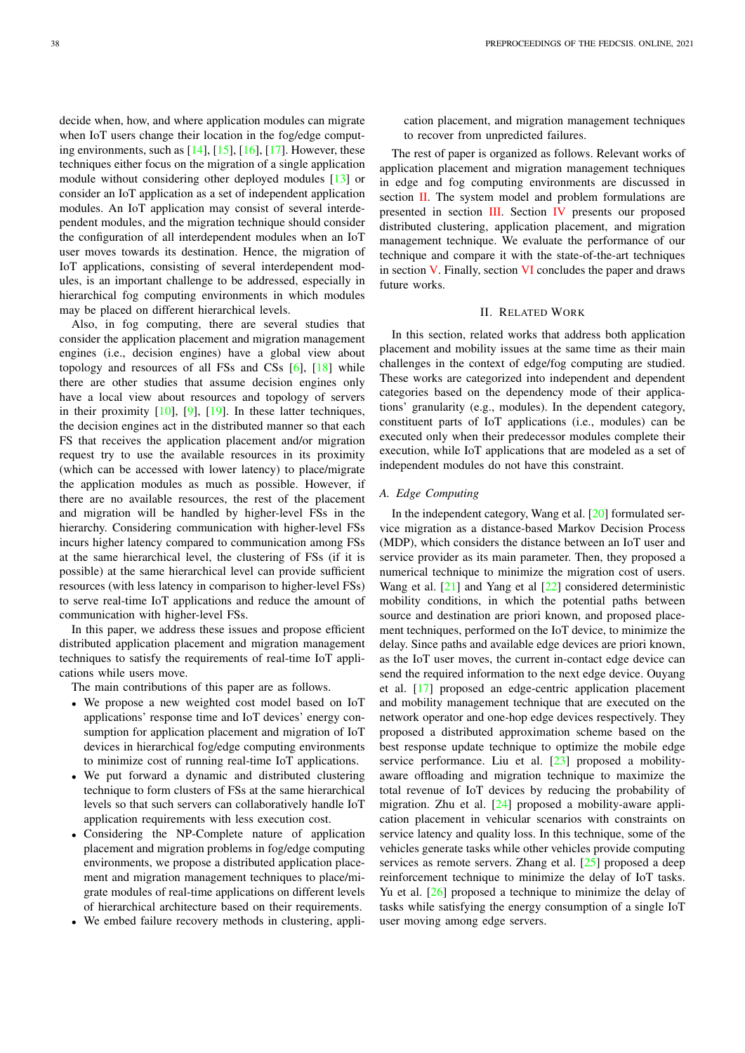decide when, how, and where application modules can migrate when IoT users change their location in the fog/edge computing environments, such as [14], [15], [16], [17]. However, these techniques either focus on the migration of a single application module without considering other deployed modules [13] or consider an IoT application as a set of independent application modules. An IoT application may consist of several interdependent modules, and the migration technique should consider the configuration of all interdependent modules when an IoT user moves towards its destination. Hence, the migration of IoT applications, consisting of several interdependent modules, is an important challenge to be addressed, especially in hierarchical fog computing environments in which modules may be placed on different hierarchical levels.

Also, in fog computing, there are several studies that consider the application placement and migration management engines (i.e., decision engines) have a global view about topology and resources of all FSs and CSs [6], [18] while there are other studies that assume decision engines only have a local view about resources and topology of servers in their proximity [10], [9], [19]. In these latter techniques, the decision engines act in the distributed manner so that each FS that receives the application placement and/or migration request try to use the available resources in its proximity (which can be accessed with lower latency) to place/migrate the application modules as much as possible. However, if there are no available resources, the rest of the placement and migration will be handled by higher-level FSs in the hierarchy. Considering communication with higher-level FSs incurs higher latency compared to communication among FSs at the same hierarchical level, the clustering of FSs (if it is possible) at the same hierarchical level can provide sufficient resources (with less latency in comparison to higher-level FSs) to serve real-time IoT applications and reduce the amount of communication with higher-level FSs.

In this paper, we address these issues and propose efficient distributed application placement and migration management techniques to satisfy the requirements of real-time IoT applications while users move.

The main contributions of this paper are as follows.

- We propose a new weighted cost model based on IoT applications' response time and IoT devices' energy consumption for application placement and migration of IoT devices in hierarchical fog/edge computing environments to minimize cost of running real-time IoT applications.
- We put forward a dynamic and distributed clustering technique to form clusters of FSs at the same hierarchical levels so that such servers can collaboratively handle IoT application requirements with less execution cost.
- Considering the NP-Complete nature of application placement and migration problems in fog/edge computing environments, we propose a distributed application placement and migration management techniques to place/migrate modules of real-time applications on different levels of hierarchical architecture based on their requirements.
- We embed failure recovery methods in clustering, application placement, and migration management techniques to recover from unpredicted failures.

The rest of paper is organized as follows. Relevant works of application placement and migration management techniques in edge and fog computing environments are discussed in section II. The system model and problem formulations are presented in section III. Section IV presents our proposed distributed clustering, application placement, and migration management technique. We evaluate the performance of our technique and compare it with the state-of-the-art techniques in section V. Finally, section VI concludes the paper and draws future works.

## II. Related Work

In this section, related works that address both application placement and mobility issues at the same time as their main challenges in the context of edge/fog computing are studied. These works are categorized into independent and dependent categories based on the dependency mode of their applications' granularity (e.g., modules). In the dependent category, constituent parts of IoT applications (i.e., modules) can be executed only when their predecessor modules complete their execution, while IoT applications that are modeled as a set of independent modules do not have this constraint.

### A. Edge Computing

In the independent category, Wang et al. [20] formulated service migration as a distance-based Markov Decision Process (MDP), which considers the distance between an IoT user and service provider as its main parameter. Then, they proposed a numerical technique to minimize the migration cost of users. Wang et al. [21] and Yang et al [22] considered deterministic mobility conditions, in which the potential paths between source and destination are priori known, and proposed placement techniques, performed on the IoT device, to minimize the delay. Since paths and available edge devices are priori known, as the IoT user moves, the current in-contact edge device can send the required information to the next edge device. Ouyang et al. [17] proposed an edge-centric application placement and mobility management technique that are executed on the network operator and one-hop edge devices respectively. They proposed a distributed approximation scheme based on the best response update technique to optimize the mobile edge service performance. Liu et al. [23] proposed a mobility-aware offloading and migration technique to maximize the total revenue of IoT devices by reducing the probability of migration. Zhu et al. [24] proposed a mobility-aware application placement in vehicular scenarios with constraints on service latency and quality loss. In this technique, some of the vehicles generate tasks while other vehicles provide computing services as remote servers. Zhang et al. [25] proposed a deep reinforcement technique to minimize the delay of IoT tasks. Yu et al. [26] proposed a technique to minimize the delay of tasks while satisfying the energy consumption of a single IoT user moving among edge servers.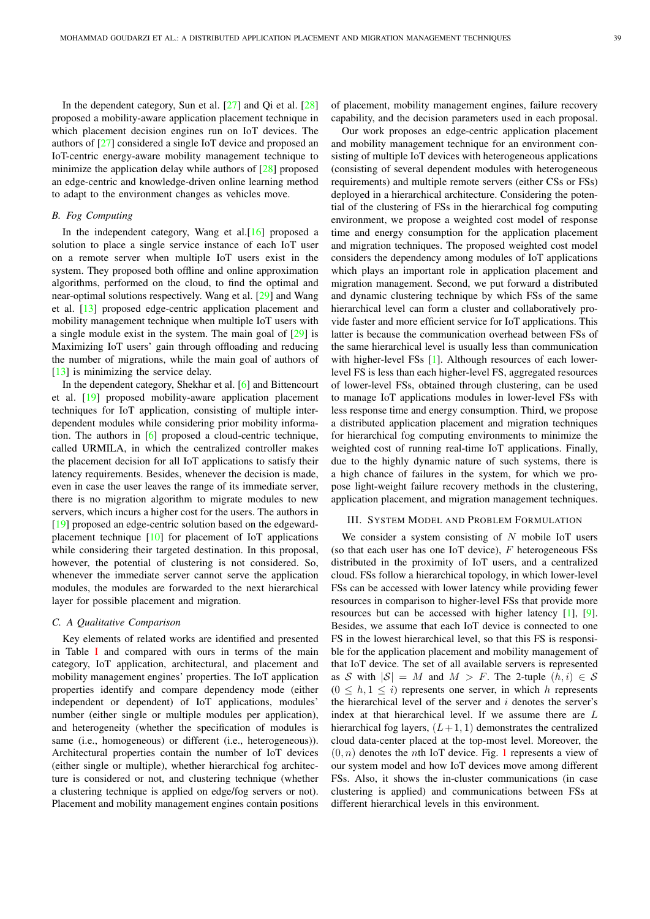In the dependent category, Sun et al. [27] and Qi et al. [28] proposed a mobility-aware application placement technique in which placement decision engines run on IoT devices. The authors of [27] considered a single IoT device and proposed an IoT-centric energy-aware mobility management technique to minimize the application delay while authors of [28] proposed an edge-centric and knowledge-driven online learning method to adapt to the environment changes as vehicles move.

### B. Fog Computing

In the independent category, Wang et al.[16] proposed a solution to place a single service instance of each IoT user on a remote server when multiple IoT users exist in the system. They proposed both offline and online approximation algorithms, performed on the cloud, to find the optimal and near-optimal solutions respectively. Wang et al. [29] and Wang et al. [13] proposed edge-centric application placement and mobility management technique when multiple IoT users with a single module exist in the system. The main goal of [29] is Maximizing IoT users' gain through offloading and reducing the number of migrations, while the main goal of authors of [13] is minimizing the service delay.

In the dependent category, Shekhar et al. [6] and Bittencourt et al. [19] proposed mobility-aware application placement techniques for IoT application, consisting of multiple interdependent modules while considering prior mobility information. The authors in [6] proposed a cloud-centric technique, called URMILA, in which the centralized controller makes the placement decision for all IoT applications to satisfy their latency requirements. Besides, whenever the decision is made, even in case the user leaves the range of its immediate server, there is no migration algorithm to migrate modules to new servers, which incurs a higher cost for the users. The authors in [19] proposed an edge-centric solution based on the edgeward-placement technique [10] for placement of IoT applications while considering their targeted destination. In this proposal, however, the potential of clustering is not considered. So, whenever the immediate server cannot serve the application modules, the modules are forwarded to the next hierarchical layer for possible placement and migration.

### C. A Qualitative Comparison

Key elements of related works are identified and presented in Table I and compared with ours in terms of the main category, IoT application, architectural, and placement and mobility management engines' properties. The IoT application properties identify and compare dependency mode (either independent or dependent) of IoT applications, modules' number (either single or multiple modules per application), and heterogeneity (whether the specification of modules is same (i.e., homogeneous) or different (i.e., heterogeneous)). Architectural properties contain the number of IoT devices (either single or multiple), whether hierarchical fog architecture is considered or not, and clustering technique (whether a clustering technique is applied on edge/fog servers or not). Placement and mobility management engines contain positions of placement, mobility management engines, failure recovery capability, and the decision parameters used in each proposal.

Our work proposes an edge-centric application placement and mobility management technique for an environment consisting of multiple IoT devices with heterogeneous applications (consisting of several dependent modules with heterogeneous requirements) and multiple remote servers (either CSs or FSs) deployed in a hierarchical architecture. Considering the potential of the clustering of FSs in the hierarchical fog computing environment, we propose a weighted cost model of response time and energy consumption for the application placement and migration techniques. The proposed weighted cost model considers the dependency among modules of IoT applications which plays an important role in application placement and migration management. Second, we put forward a distributed and dynamic clustering technique by which FSs of the same hierarchical level can form a cluster and collaboratively provide faster and more efficient service for IoT applications. This latter is because the communication overhead between FSs of the same hierarchical level is usually less than communication with higher-level FSs [1]. Although resources of each lower-level FS is less than each higher-level FS, aggregated resources of lower-level FSs, obtained through clustering, can be used to manage IoT applications modules in lower-level FSs with less response time and energy consumption. Third, we propose a distributed application placement and migration techniques for hierarchical fog computing environments to minimize the weighted cost of running real-time IoT applications. Finally, due to the highly dynamic nature of such systems, there is a high chance of failures in the system, for which we propose light-weight failure recovery methods in the clustering, application placement, and migration management techniques.

## III. System Model and Problem Formulation

We consider a system consisting of $N$ mobile IoT users (so that each user has one IoT device), $F$ heterogeneous FSs distributed in the proximity of IoT users, and a centralized cloud. FSs follow a hierarchical topology, in which lower-level FSs can be accessed with lower latency while providing fewer resources in comparison to higher-level FSs that provide more resources but can be accessed with higher latency [1], [9]. Besides, we assume that each IoT device is connected to one FS in the lowest hierarchical level, so that this FS is responsible for the application placement and mobility management of that IoT device. The set of all available servers is represented as $\mathcal{S}$ with $|\mathcal{S}| = M$ and $M > F$. The 2-tuple $(h, i) \in \mathcal{S}$ $(0 \leq h, 1 \leq i)$ represents one server, in which $h$ represents the hierarchical level of the server and $i$ denotes the server's index at that hierarchical level. If we assume there are $L$ hierarchical fog layers, $(L+1, 1)$ demonstrates the centralized cloud data-center placed at the top-most level. Moreover, the $(0, n)$ denotes the $n$th IoT device. Fig. 1 represents a view of our system model and how IoT devices move among different FSs. Also, it shows the in-cluster communications (in case clustering is applied) and communications between FSs at different hierarchical levels in this environment.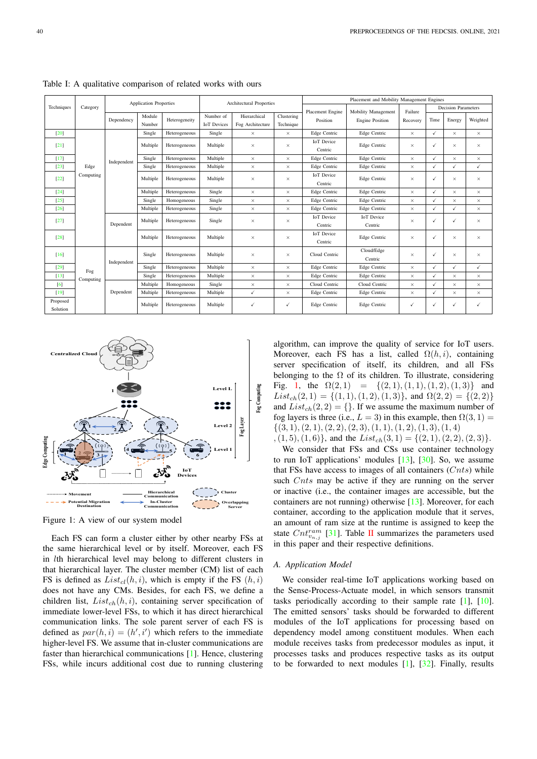Table I: A qualitative comparison of related works with ours

| Techniques | Category | Application Properties | | | Architectural Properties | | | Placement and Mobility Management Engines | | | | | |
|---|---|---|---|---|---|---|---|---|---|---|---|---|---|
| | | Dependency | Module Number | Heterogeneity | Number of IoT Devices | Hierarchical Fog Architecture | Clustering Technique | Placement Engine Position | Mobility Management Engine Position | Failure Recovery | Decision Parameters: Time | Energy | Weighted |
| [20] | Edge Computing | Independent | Single | Heterogeneous | Single | × | × | Edge Centric | Edge Centric | × | ✓ | × | × |
| [21] | | | Multiple | Heterogeneous | Multiple | × | × | IoT Device Centric | Edge Centric | × | ✓ | × | × |
| [17] | | | Single | Heterogeneous | Multiple | × | × | Edge Centric | Edge Centric | × | ✓ | × | × |
| [23] | | | Single | Heterogeneous | Multiple | × | × | Edge Centric | Edge Centric | × | ✓ | ✓ | ✓ |
| [22] | | | Multiple | Heterogeneous | Multiple | × | × | IoT Device Centric | Edge Centric | × | ✓ | × | × |
| [24] | | | Multiple | Heterogeneous | Single | × | × | Edge Centric | Edge Centric | × | ✓ | × | × |
| [25] | | | Single | Homogeneous | Single | × | × | Edge Centric | Edge Centric | × | ✓ | × | × |
| [26] | | | Multiple | Heterogeneous | Single | × | × | Edge Centric | Edge Centric | × | ✓ | ✓ | × |
| [27] | | Dependent | Multiple | Heterogeneous | Single | × | × | IoT Device Centric | IoT Device Centric | × | ✓ | ✓ | × |
| [28] | | | Multiple | Heterogeneous | Multiple | × | × | IoT Device Centric | Edge Centric | × | ✓ | × | × |
| [16] | Fog Computing | Independent | Single | Heterogeneous | Multiple | × | × | Cloud Centric | Cloud/Edge Centric | × | ✓ | × | × |
| [29] | | | Single | Heterogeneous | Multiple | × | × | Edge Centric | Edge Centric | × | ✓ | ✓ | ✓ |
| [13] | | | Single | Heterogeneous | Multiple | × | × | Edge Centric | Edge Centric | × | ✓ | × | × |
| [6] | | Dependent | Multiple | Homogeneous | Single | × | × | Cloud Centric | Cloud Centric | × | ✓ | × | × |
| [19] | | | Multiple | Heterogeneous | Multiple | ✓ | × | Edge Centric | Edge Centric | × | ✓ | × | × |
| Proposed Solution | | | Multiple | Heterogeneous | Multiple | ✓ | ✓ | Edge Centric | Edge Centric | ✓ | ✓ | ✓ | ✓ |

Figure 1: A view of our system model

Each FS can form a cluster either by other nearby FSs at the same hierarchical level or by itself. Moreover, each FS in $l$th hierarchical level may belong to different clusters in that hierarchical layer. The cluster member (CM) list of each FS is defined as $List_{cl}(h,i)$, which is empty if the FS $(h,i)$ does not have any CMs. Besides, for each FS, we define a children list, $List_{ch}(h,i)$, containing server specification of immediate lower-level FSs, to which it has direct hierarchical communication links. The sole parent server of each FS is defined as $par(h,i) = (h',i')$ which refers to the immediate higher-level FS. We assume that in-cluster communications are faster than hierarchical communications [1]. Hence, clustering FSs, while incurs additional cost due to running clustering algorithm, can improve the quality of service for IoT users. Moreover, each FS has a list, called $\Omega(h,i)$, containing server specification of itself, its children, and all FSs belonging to the $\Omega$ of its children. To illustrate, considering Fig. 1, the $\Omega(2,1) = \{(2,1),(1,1),(1,2),(1,3)\}$ and $List_{ch}(2,1) = \{(1,1),(1,2),(1,3)\}$, and $\Omega(2,2) = \{(2,2)\}$ and $List_{ch}(2,2) = \{\}$. If we assume the maximum number of fog layers is three (i.e., $L = 3$) in this example, then $\Omega(3,1) = \{(3,1),(2,1),(2,2),(2,3),(1,1),(1,2),(1,3),(1,4),(1,5),(1,6)\}$, and the $List_{ch}(3,1) = \{(2,1),(2,2),(2,3)\}$.

We consider that FSs and CSs use container technology to run IoT applications' modules [13], [30]. So, we assume that FSs have access to images of all containers ($Cnts$) while such $Cnts$ may be active if they are running on the server or inactive (i.e., the container images are accessible, but the containers are not running) otherwise [13]. Moreover, for each container, according to the application module that it serves, an amount of ram size at the runtime is assigned to keep the state $Cnt^{ram}_{v_{n,j}}$ [31]. Table II summarizes the parameters used in this paper and their respective definitions.

### A. Application Model

We consider real-time IoT applications working based on the Sense-Process-Actuate model, in which sensors transmit tasks periodically according to their sample rate [1], [10]. The emitted sensors' tasks should be forwarded to different modules of the IoT applications for processing based on dependency model among constituent modules. When each module receives tasks from predecessor modules as input, it processes tasks and produces respective tasks as its output to be forwarded to next modules [1], [32]. Finally, results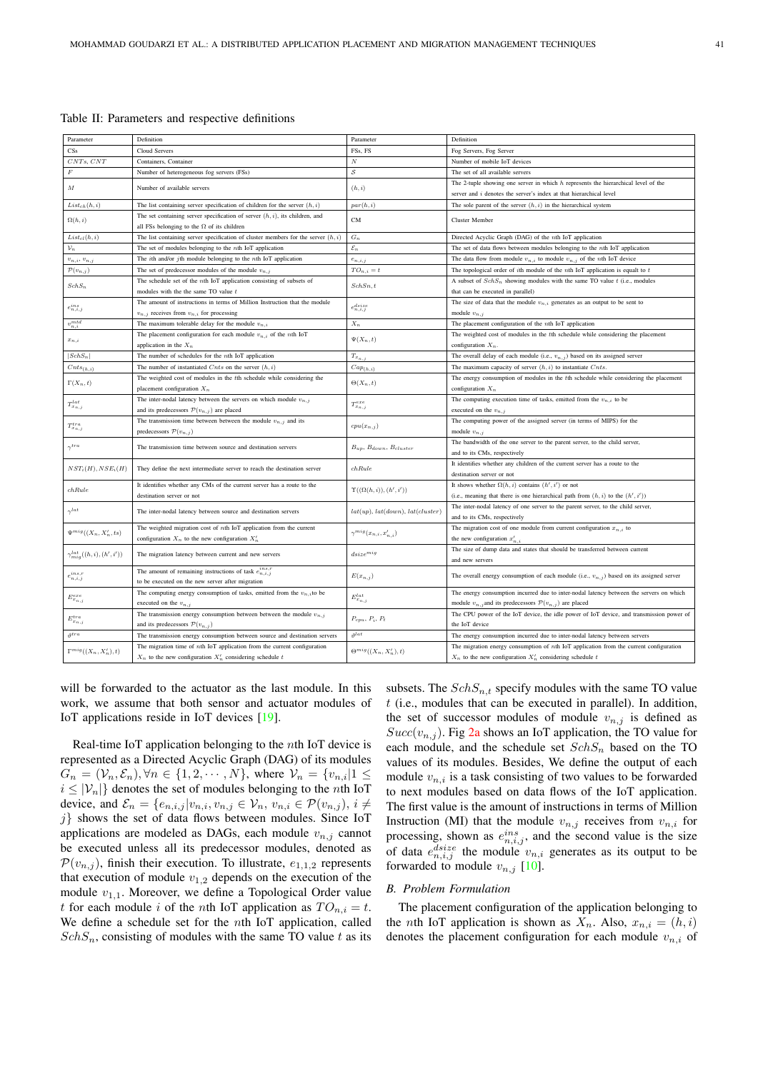Table II: Parameters and respective definitions

| Parameter | Definition | Parameter | Definition |
| --- | --- | --- | --- |
| CSs | Cloud Servers | FSs, FS | Fog Servers, Fog Server |
| $CNTs$, $CNT$ | Containers, Container | $N$ | Number of mobile IoT devices |
| $F$ | Number of heterogeneous fog servers (FSs) | $\mathcal{S}$ | The set of all available servers |
| $M$ | Number of available servers | $(h,i)$ | The 2-tuple showing one server in which $h$ represents the hierarchical level of the server and $i$ denotes the server's index at that hierarchical level |
| $List_{ch}(h,i)$ | The list containing server specification of children for the server $(h,i)$ | $par(h,i)$ | The sole parent of the server $(h,i)$ in the hierarchical system |
| $\Omega(h,i)$ | The set containing server specification of server $(h,i)$, its children, and all FSs belonging to the $\Omega$ of its children | CM | Cluster Member |
| $List_{cl}(h,i)$ | The list containing server specification of cluster members for the server $(h,i)$ | $G_n$ | Directed Acyclic Graph (DAG) of the $n$th IoT application |
| $\mathcal{V}_n$ | The set of modules belonging to the $n$th IoT application | $\mathcal{E}_n$ | The set of data flows between modules belonging to the $n$th IoT application |
| $v_{n,i}$, $v_{n,j}$ | The $i$th and/or $j$th module belonging to the $n$th IoT application | $e_{n,i,j}$ | The data flow from module $v_{n,i}$ to module $v_{n,j}$ of the $n$th IoT device |
| $\mathcal{P}(v_{n,j})$ | The set of predecessor modules of the module $v_{n,j}$ | $TO_{n,i}=t$ | The topological order of $i$th module of the $n$th IoT application is equal to $t$ |
| $SchS_n$ | The schedule set of the $n$th IoT application consisting of subsets of modules with the the same TO value $t$ | $SchS_{n,t}$ | A subset of $SchS_n$ showing modules with the same TO value $t$ (i.e., modules that can be executed in parallel) |
| $e^{ins}_{n,i,j}$ | The amount of instructions in terms of Million Instruction that the module $v_{n,j}$ receives from $v_{n,i}$ for processing | $e^{dsize}_{n,i,j}$ | The size of data that the module $v_{n,i}$ generates as an output to be sent to module $v_{n,j}$ |
| $\vartheta^{mtd}_{n,i}$ | The maximum tolerable delay for the module $v_{n,i}$ | $X_n$ | The placement configuration of the $n$th IoT application |
| $x_{n,i}$ | The placement configuration for each module $v_{n,i}$ of the $n$th IoT application in the $X_n$ | $\Psi(X_n,t)$ | The weighted cost of modules in the $t$th schedule while considering the placement configuration $X_n$. |
| $\|SchS_n\|$ | The number of schedules for the $n$th IoT application | $T_{x_{n,j}}$ | The overall delay of each module (i.e., $v_{n,j}$) based on its assigned server |
| $Cnts_{(h,i)}$ | The number of instantiated $Cnts$ on the server $(h,i)$ | $Cap_{(h,i)}$ | The maximum capacity of server $(h,i)$ to instantiate $Cnts$. |
| $\Gamma(X_n,t)$ | The weighted cost of modules in the $t$th schedule while considering the placement configuration $X_n$ | $\Theta(X_n,t)$ | The energy consumption of modules in the $t$th schedule while considering the placement configuration $X_n$ |
| $T^{lat}_{x_{n,j}}$ | The inter-nodal latency between the servers on which module $v_{n,j}$ and its predecessors $\mathcal{P}(v_{n,j})$ are placed | $T^{exe}_{x_{n,j}}$ | The computing execution time of tasks, emitted from the $v_{n,i}$ to be executed on the $v_{n,j}$ |
| $T^{tra}_{x_{n,j}}$ | The transmission time between between the module $v_{n,j}$ and its predecessors $\mathcal{P}(v_{n,j})$ | $cpu(x_{n,j})$ | The computing power of the assigned server (in terms of MIPS) for module $v_{n,j}$ |
| $\gamma^{tra}$ | The transmission time between source and destination servers | $B_{up}$, $B_{down}$, $B_{cluster}$ | The bandwidth of the one server to the parent server, to the child server, and to its CMs, respectively |
| $NST_i(H)$, $NSE_i(H)$ | They define the next intermediate server to reach the destination server | $chRule$ | It identifies whether any children of the current server has a route to the destination server or not |
| $chRule$ | It identifies whether any CMs of the current server has a route to the destination server or not | $\Upsilon((\Omega(h,i)),(h',i'))$ | It shows whether $\Omega(h,i)$ contains $(h',i')$ or not (i.e., meaning that there is one hierarchical path from $(h,i)$ to the $(h',i')$) |
| $\gamma^{lat}$ | The inter-nodal latency between source and destination servers | $lat(up)$, $lat(down)$, $lat(cluster)$ | The inter-nodal latency of one server to the parent server, to the child server, and to its CMs, respectively |
| $\Psi^{mig}((X_n,X'_n,ts)$ | The weighted migration cost of $n$th IoT application from the current configuration $X_n$ to the new configuration $X'_n$ | $\gamma^{mig}(x_{n,i},x'_{n,i})$ | The migration cost of one module from current configuration $x_{n,i}$ to the new configuration $x'_{n,i}$ |
| $\gamma^{lat}_{mig}((h,i),(h',i'))$ | The migration latency between current and new servers | $dsize^{mig}$ | The size of dump data and states that should be transferred between current and new servers |
| $e^{ms,r}_{n,i,j}$ | The amount of remaining instructions of task $e^{ms,r}_{n,i,j}$ to be executed on the new server after migration | $E(x_{n,j})$ | The overall energy consumption of each module (i.e., $v_{n,j}$) based on its assigned server |
| $E^{exe}_{x_{n,j}}$ | The computing energy consumption of tasks, emitted from the $v_{n,i}$ to be executed on the $v_{n,j}$ | $E^{lat}_{x_{n,j}}$ | The energy consumption incurred due to inter-nodal latency between the servers on which module $v_{n,j}$ and its predecessors $\mathcal{P}(v_{n,j})$ are placed |
| $E^{tra}_{x_{n,j}}$ | The transmission energy consumption between between the module $v_{n,j}$ and its predecessors $\mathcal{P}(v_{n,j})$ | $P_{cpu}$, $P_i$, $P_t$ | The CPU power of the IoT device, the idle power of IoT device, and transmission power of the IoT device |
| $\vartheta^{tra}$ | The transmission energy consumption between source and destination servers | $\vartheta^{lat}$ | The energy consumption incurred due to inter-nodal latency between servers |
| $\Gamma^{mig}((X_n,X'_n),t)$ | The migration time of $n$th IoT application from the current configuration $X_n$ to the new configuration $X'_n$ considering schedule $t$ | $\Theta^{mig}((X_n,X'_n),t)$ | The migration energy consumption of $n$th IoT application from the current configuration $X_n$ to the new configuration $X'_n$ considering schedule $t$ |

will be forwarded to the actuator as the last module. In this work, we assume that both sensor and actuator modules of IoT applications reside in IoT devices [19].

Real-time IoT application belonging to the $n$th IoT device is represented as a Directed Acyclic Graph (DAG) of its modules $G_n = (\mathcal{V}_n, \mathcal{E}_n), \forall n \in \{1, 2, \cdots, N\}$, where $\mathcal{V}_n = \{v_{n,i} | 1 \leq i \leq |\mathcal{V}_n|\}$ denotes the set of modules belonging to the $n$th IoT device, and $\mathcal{E}_n = \{e_{n,i,j} | v_{n,i}, v_{n,j} \in \mathcal{V}_n,\ v_{n,i} \in \mathcal{P}(v_{n,j}),\ i \neq j\}$ shows the set of data flows between modules. Since IoT applications are modeled as DAGs, each module $v_{n,j}$ cannot be executed unless all its predecessor modules, denoted as $\mathcal{P}(v_{n,j})$, finish their execution. To illustrate, $e_{1,1,2}$ represents that execution of module $v_{1,2}$ depends on the execution of the module $v_{1,1}$. Moreover, we define a Topological Order value $t$ for each module $i$ of the $n$th IoT application as $TO_{n,i} = t$. We define a schedule set for the $n$th IoT application, called $SchS_n$, consisting of modules with the same TO value $t$ as its subsets. The $SchS_{n,t}$ specify modules with the same TO value $t$ (i.e., modules that can be executed in parallel). In addition, the set of successor modules of module $v_{n,j}$ is defined as $Succ(v_{n,j})$. Fig 2a shows an IoT application, the TO value for each module, and the schedule set $SchS_n$ based on the TO values of its modules. Besides, We define the output of each module $v_{n,i}$ is a task consisting of two values to be forwarded to next modules based on data flows of the IoT application. The first value is the amount of instructions in terms of Million Instruction (MI) that the module $v_{n,j}$ receives from $v_{n,i}$ for processing, shown as $e^{ins}_{n,i,j}$, and the second value is the size of data $e^{dsize}_{n,i,j}$ the module $v_{n,i}$ generates as its output to be forwarded to module $v_{n,j}$ [10].

### B. Problem Formulation

The placement configuration of the application belonging to the $n$th IoT application is shown as $X_n$. Also, $x_{n,i} = (h,i)$ denotes the placement configuration for each module $v_{n,i}$ of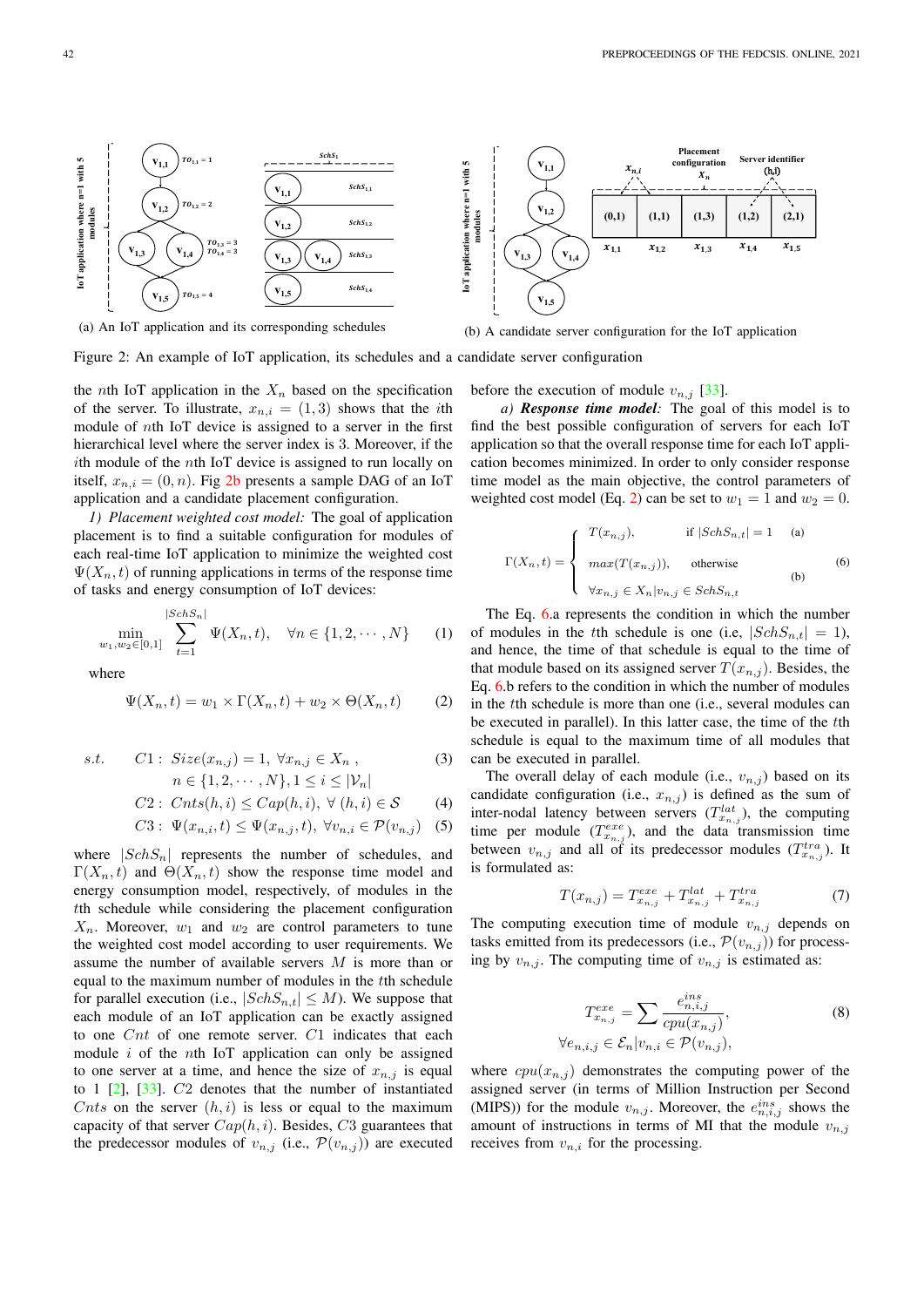(a) An IoT application and its corresponding schedules

(b) A candidate server configuration for the IoT application

Figure 2: An example of IoT application, its schedules and a candidate server configuration

the $n$th IoT application in the $X_n$ based on the specification of the server. To illustrate, $x_{n,i} = (1, 3)$ shows that the $i$th module of $n$th IoT device is assigned to a server in the first hierarchical level where the server index is 3. Moreover, if the $i$th module of the $n$th IoT device is assigned to run locally on itself, $x_{n,i} = (0, n)$. Fig 2b presents a sample DAG of an IoT application and a candidate placement configuration.

*1) Placement weighted cost model:* The goal of application placement is to find a suitable configuration for modules of each real-time IoT application to minimize the weighted cost $\Psi(X_n, t)$ of running applications in terms of the response time of tasks and energy consumption of IoT devices:

$$\min_{w_1, w_2 \in [0,1]} \sum_{t=1}^{|SchS_n|} \Psi(X_n, t), \quad \forall n \in \{1, 2, \cdots, N\} \tag{1}$$

where

$$\Psi(X_n, t) = w_1 \times \Gamma(X_n, t) + w_2 \times \Theta(X_n, t) \tag{2}$$

$$s.t. \quad C1: \ Size(x_{n,j}) = 1, \ \forall x_{n,j} \in X_n \ , \quad n \in \{1, 2, \cdots, N\}, 1 \leq i \leq |\mathcal{V}_n| \tag{3}$$

$$C2: \ Cnts(h, i) \leq Cap(h, i), \ \forall \ (h, i) \in \mathcal{S} \tag{4}$$

$$C3: \ \Psi(x_{n,i}, t) \leq \Psi(x_{n,j}, t), \ \forall v_{n,i} \in \mathcal{P}(v_{n,j}) \tag{5}$$

where $|SchS_n|$ represents the number of schedules, and $\Gamma(X_n, t)$ and $\Theta(X_n, t)$ show the response time model and energy consumption model, respectively, of modules in the $t$th schedule while considering the placement configuration $X_n$. Moreover, $w_1$ and $w_2$ are control parameters to tune the weighted cost model according to user requirements. We assume the number of available servers $M$ is more than or equal to the maximum number of modules in the $t$th schedule for parallel execution (i.e., $|SchS_{n,t}| \leq M$). We suppose that each module of an IoT application can be exactly assigned to one $Cnt$ of one remote server. $C1$ indicates that each module $i$ of the $n$th IoT application can only be assigned to one server at a time, and hence the size of $x_{n,j}$ is equal to 1 [2], [33]. $C2$ denotes that the number of instantiated $Cnts$ on the server $(h, i)$ is less or equal to the maximum capacity of that server $Cap(h, i)$. Besides, $C3$ guarantees that the predecessor modules of $v_{n,j}$ (i.e., $\mathcal{P}(v_{n,j})$) are executed before the execution of module $v_{n,j}$ [33].

*a) **Response time model**:* The goal of this model is to find the best possible configuration of servers for each IoT application so that the overall response time for each IoT application becomes minimized. In order to only consider response time model as the main objective, the control parameters of weighted cost model (Eq. 2) can be set to $w_1 = 1$ and $w_2 = 0$.

$$\Gamma(X_n, t) = \begin{cases} T(x_{n,j}), & \text{if } |SchS_{n,t}| = 1 \quad \text{(a)} \\ max(T(x_{n,j})), & \text{otherwise} \\ \forall x_{n,j} \in X_n | v_{n,j} \in SchS_{n,t} & \quad \text{(b)} \end{cases} \tag{6}$$

The Eq. 6.a represents the condition in which the number of modules in the $t$th schedule is one (i.e, $|SchS_{n,t}| = 1$), and hence, the time of that schedule is equal to the time of that module based on its assigned server $T(x_{n,j})$. Besides, the Eq. 6.b refers to the condition in which the number of modules in the $t$th schedule is more than one (i.e., several modules can be executed in parallel). In this latter case, the time of the $t$th schedule is equal to the maximum time of all modules that can be executed in parallel.

The overall delay of each module (i.e., $v_{n,j}$) based on its candidate configuration (i.e., $x_{n,j}$) is defined as the sum of inter-nodal latency between servers ($T^{lat}_{x_{n,j}}$), the computing time per module ($T^{exe}_{x_{n,j}}$), and the data transmission time between $v_{n,j}$ and all of its predecessor modules ($T^{tra}_{x_{n,j}}$). It is formulated as:

$$T(x_{n,j}) = T^{exe}_{x_{n,j}} + T^{lat}_{x_{n,j}} + T^{tra}_{x_{n,j}} \tag{7}$$

The computing execution time of module $v_{n,j}$ depends on tasks emitted from its predecessors (i.e., $\mathcal{P}(v_{n,j})$) for processing by $v_{n,j}$. The computing time of $v_{n,j}$ is estimated as:

$$T^{exe}_{x_{n,j}} = \sum \frac{e^{ins}_{n,i,j}}{cpu(x_{n,j})}, \quad \forall e_{n,i,j} \in \mathcal{E}_n | v_{n,i} \in \mathcal{P}(v_{n,j}), \tag{8}$$

where $cpu(x_{n,j})$ demonstrates the computing power of the assigned server (in terms of Million Instruction per Second (MIPS)) for the module $v_{n,j}$. Moreover, the $e^{ins}_{n,i,j}$ shows the amount of instructions in terms of MI that the module $v_{n,j}$ receives from $v_{n,i}$ for the processing.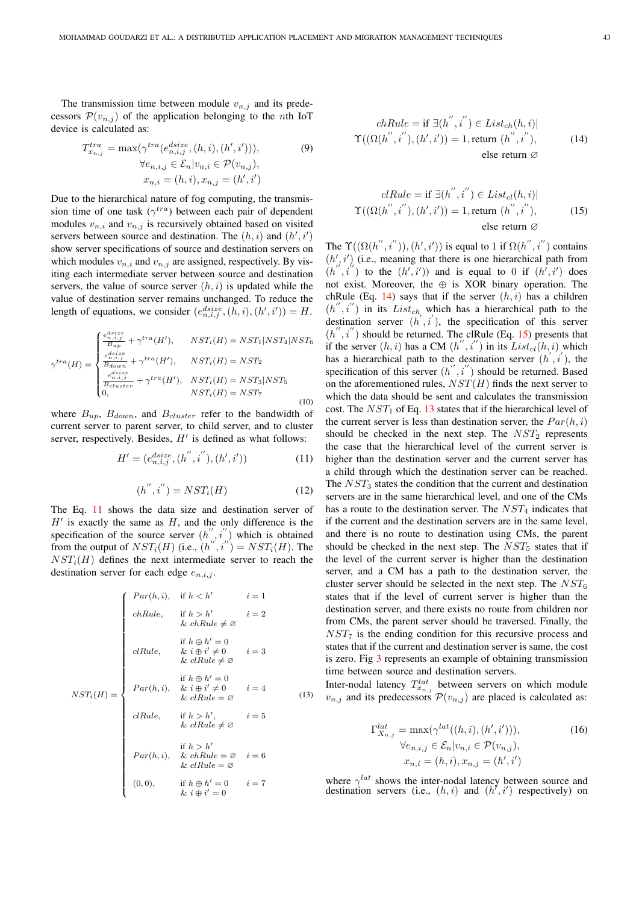The transmission time between module $v_{n,j}$ and its predecessors $\mathcal{P}(v_{n,j})$ of the application belonging to the $n$th IoT device is calculated as:

$$T^{tra}_{x_{n,j}} = \max(\gamma^{tra}(e^{dsize}_{n,i,j}, (h,i), (h',i'))), \quad \forall e_{n,i,j} \in \mathcal{E}_n | v_{n,i} \in \mathcal{P}(v_{n,j}), \quad x_{n,i} = (h,i), x_{n,j} = (h',i') \tag{9}$$

Due to the hierarchical nature of fog computing, the transmission time of one task ($\gamma^{tra}$) between each pair of dependent modules $v_{n,i}$ and $v_{n,j}$ is recursively obtained based on visited servers between source and destination. The $(h,i)$ and $(h',i')$ show server specifications of source and destination servers on which modules $v_{n,i}$ and $v_{n,j}$ are assigned, respectively. By visiting each intermediate server between source and destination servers, the value of source server $(h,i)$ is updated while the value of destination server remains unchanged. To reduce the length of equations, we consider $(e^{dsize}_{n,i,j}, (h,i), (h',i')) = H$.

$$\gamma^{tra}(H) = \begin{cases} \frac{e^{dsize}_{n,i,j}}{B_{up}} + \gamma^{tra}(H'), & NST_i(H) = NST_1 | NST_4 | NST_6 \\ \frac{e^{dsize}_{n,i,j}}{B_{down}} + \gamma^{tra}(H'), & NST_i(H) = NST_2 \\ \frac{e^{dsize}_{n,i,j}}{B_{cluster}} + \gamma^{tra}(H'), & NST_i(H) = NST_3 | NST_5 \\ 0, & NST_i(H) = NST_7 \end{cases} \tag{10}$$

where $B_{up}$, $B_{down}$, and $B_{cluster}$ refer to the bandwidth of current server to parent server, to child server, and to cluster server, respectively. Besides, $H'$ is defined as what follows:

$$H' = (e^{dsize}_{n,i,j}, (h'', i''), (h', i')) \tag{11}$$

$$(h'', i'') = NST_i(H) \tag{12}$$

The Eq. 11 shows the data size and destination server of $H'$ is exactly the same as $H$, and the only difference is the specification of the source server $(h'', i'')$ which is obtained from the output of $NST_i(H)$ (i.e., $(h'', i'') = NST_i(H)$. The $NST_i(H)$ defines the next intermediate server to reach the destination server for each edge $e_{n,i,j}$.

$$NST_i(H) = \begin{cases} Par(h,i), & \text{if } h < h' & i = 1 \\ chRule, & \text{if } h > h' \ \& \ chRule \neq \varnothing & i = 2 \\ clRule, & \text{if } h \oplus h' = 0 \ \& \ i \oplus i' \neq 0 \ \& \ clRule \neq \varnothing & i = 3 \\ Par(h,i), & \text{if } h \oplus h' = 0 \ \& \ i \oplus i' \neq 0 \ \& \ clRule = \varnothing & i = 4 \\ clRule, & \text{if } h > h', \ \& \ clRule \neq \varnothing & i = 5 \\ Par(h,i), & \text{if } h > h' \ \& \ chRule = \varnothing \ \& \ clRule = \varnothing & i = 6 \\ (0,0), & \text{if } h \oplus h' = 0 \ \& \ i \oplus i' = 0 & i = 7 \end{cases} \tag{13}$$

$$chRule = \text{if } \exists (h'', i'') \in List_{ch}(h,i) | \Upsilon((\Omega(h'', i''), (h', i')) = 1, \text{return } (h'', i''), \text{ else return } \varnothing \tag{14}$$

$$clRule = \text{if } \exists (h'', i'') \in List_{cl}(h,i) | \Upsilon((\Omega(h'', i''), (h', i')) = 1, \text{return } (h'', i''), \text{ else return } \varnothing \tag{15}$$

The $\Upsilon((\Omega(h'', i'')), (h', i'))$ is equal to 1 if $\Omega(h'', i'')$ contains $(h', i')$ (i.e., meaning that there is one hierarchical path from $(h'', i'')$ to the $(h', i')$) and is equal to 0 if $(h', i')$ does not exist. Moreover, the $\oplus$ is XOR binary operation. The chRule (Eq. 14) says that if the server $(h,i)$ has a children $(h'', i'')$ in its $List_{ch}$ which has a hierarchical path to the destination server $(h', i')$, the specification of this server $(h'', i'')$ should be returned. The clRule (Eq. 15) presents that if the server $(h,i)$ has a CM $(h'', i'')$ in its $List_{cl}(h,i)$ which has a hierarchical path to the destination server $(h', i')$, the specification of this server $(h'', i'')$ should be returned. Based on the aforementioned rules, $NST(H)$ finds the next server to which the data should be sent and calculates the transmission cost. The $NST_1$ of Eq. 13 states that if the hierarchical level of the current server is less than destination server, the $Par(h,i)$ should be checked in the next step. The $NST_2$ represents the case that the hierarchical level of the current server is higher than the destination server and the current server has a child through which the destination server can be reached. The $NST_3$ states the condition that the current and destination servers are in the same hierarchical level, and one of the CMs has a route to the destination server. The $NST_4$ indicates that if the current and the destination servers are in the same level, and there is no route to destination using CMs, the parent should be checked in the next step. The $NST_5$ states that if the level of the current server is higher than the destination server, and a CM has a path to the destination server, the cluster server should be selected in the next step. The $NST_6$ states that if the level of current server is higher than the destination server, and there exists no route from children nor from CMs, the parent server should be traversed. Finally, the $NST_7$ is the ending condition for this recursive process and states that if the current and destination server is same, the cost is zero. Fig 3 represents an example of obtaining transmission time between source and destination servers.

Inter-nodal latency $T^{lat}_{x_{n,j}}$ between servers on which module $v_{n,j}$ and its predecessors $\mathcal{P}(v_{n,j})$ are placed is calculated as:

$$\Gamma^{lat}_{X_{n,j}} = \max(\gamma^{lat}((h,i), (h',i'))), \quad \forall e_{n,i,j} \in \mathcal{E}_n | v_{n,i} \in \mathcal{P}(v_{n,j}), \quad x_{n,i} = (h,i), x_{n,j} = (h',i') \tag{16}$$

where $\gamma^{lat}$ shows the inter-nodal latency between source and destination servers (i.e., $(h,i)$ and $(h',i')$ respectively) on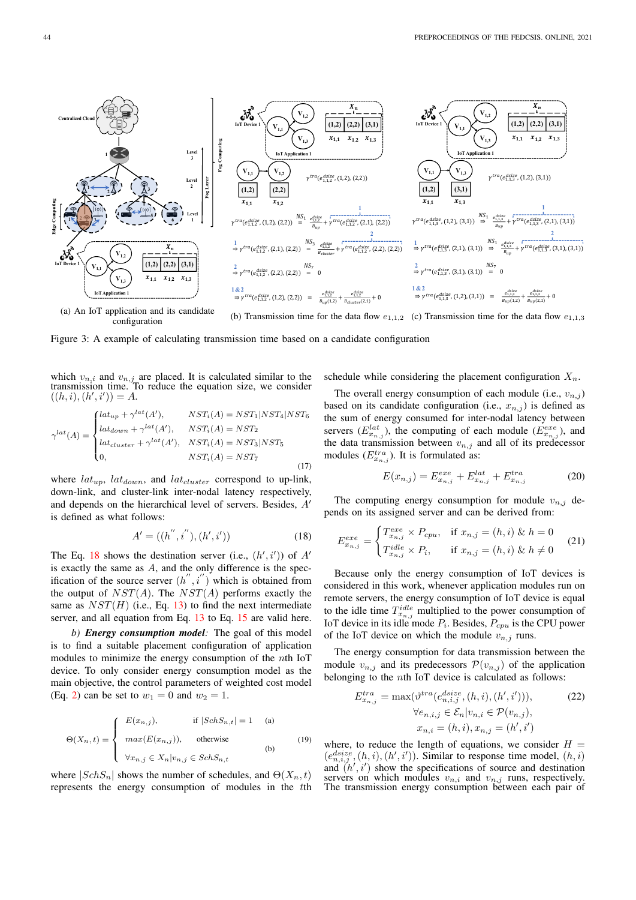Figure 3: A example of calculating transmission time based on a candidate configuration

(a) An IoT application and its candidate configuration

(b) Transmission time for the data flow $e_{1,1,2}$

(c) Transmission time for the data flow $e_{1,1,3}$

which $v_{n,i}$ and $v_{n,j}$ are placed. It is calculated similar to the transmission time. To reduce the equation size, we consider $((h,i),(h',i')) = A$.

$$\gamma^{lat}(A) = \begin{cases} lat_{up} + \gamma^{lat}(A'), & NST_i(A) = NST_1|NST_4|NST_6 \\ lat_{down} + \gamma^{lat}(A'), & NST_i(A) = NST_2 \\ lat_{cluster} + \gamma^{lat}(A'), & NST_i(A) = NST_3|NST_5 \\ 0, & NST_i(A) = NST_7 \end{cases} \tag{17}$$

where $lat_{up}$, $lat_{down}$, and $lat_{cluster}$ correspond to up-link, down-link, and cluster-link inter-nodal latency respectively, and depends on the hierarchical level of servers. Besides, $A'$ is defined as what follows:

$$A' = ((h'', i''), (h', i')) \tag{18}$$

The Eq. 18 shows the destination server (i.e., $(h',i')$) of $A'$ is exactly the same as $A$, and the only difference is the specification of the source server $(h'', i'')$ which is obtained from the output of $NST(A)$. The $NST(A)$ performs exactly the same as $NST(H)$ (i.e., Eq. 13) to find the next intermediate server, and all equation from Eq. 13 to Eq. 15 are valid here.

*b) **Energy consumption model**:* The goal of this model is to find a suitable placement configuration of application modules to minimize the energy consumption of the $n$th IoT device. To only consider energy consumption model as the main objective, the control parameters of weighted cost model (Eq. 2) can be set to $w_1 = 0$ and $w_2 = 1$.

$$\Theta(X_n, t) = \begin{cases} E(x_{n,j}), & \text{if } |SchS_{n,t}| = 1 \quad \text{(a)} \\ max(E(x_{n,j})), & \text{otherwise} \\ \forall x_{n,j} \in X_n | v_{n,j} \in SchS_{n,t} & \quad \text{(b)} \end{cases} \tag{19}$$

where $|SchS_n|$ shows the number of schedules, and $\Theta(X_n, t)$ represents the energy consumption of modules in the $t$th schedule while considering the placement configuration $X_n$.

The overall energy consumption of each module (i.e., $v_{n,j}$) based on its candidate configuration (i.e., $x_{n,j}$) is defined as the sum of energy consumed for inter-nodal latency between servers ($E^{lat}_{x_{n,j}}$), the computing of each module ($E^{exe}_{x_{n,j}}$), and the data transmission between $v_{n,j}$ and all of its predecessor modules ($E^{tra}_{x_{n,j}}$). It is formulated as:

$$E(x_{n,j}) = E^{exe}_{x_{n,j}} + E^{lat}_{x_{n,j}} + E^{tra}_{x_{n,j}} \tag{20}$$

The computing energy consumption for module $v_{n,j}$ depends on its assigned server and can be derived from:

$$E^{exe}_{x_{n,j}} = \begin{cases} T^{exe}_{x_{n,j}} \times P_{cpu}, & \text{if } x_{n,j} = (h,i) \ \& \ h = 0 \\ T^{idle}_{x_{n,j}} \times P_i, & \text{if } x_{n,j} = (h,i) \ \& \ h \neq 0 \end{cases} \tag{21}$$

Because only the energy consumption of IoT devices is considered in this work, whenever application modules run on remote servers, the energy consumption of IoT device is equal to the idle time $T^{idle}_{x_{n,j}}$ multiplied by the power consumption of IoT device in its idle mode $P_i$. Besides, $P_{cpu}$ is the CPU power of the IoT device on which the module $v_{n,j}$ runs.

The energy consumption for data transmission between the module $v_{n,j}$ and its predecessors $\mathcal{P}(v_{n,j})$ of the application belonging to the $n$th IoT device is calculated as follows:

$$\begin{aligned} E^{tra}_{x_{n,j}} = \max(\vartheta^{tra}(e^{dsize}_{n,i,j}, (h,i), (h',i'))), \\ \forall e_{n,i,j} \in \mathcal{E}_n | v_{n,i} \in \mathcal{P}(v_{n,j}), \\ x_{n,i} = (h,i), x_{n,j} = (h',i') \end{aligned} \tag{22}$$

where, to reduce the length of equations, we consider $H = (e^{dsize}_{n,i,j}, (h,i), (h',i'))$. Similar to response time model, $(h,i)$ and $(h',i')$ show the specifications of source and destination servers on which modules $v_{n,i}$ and $v_{n,j}$ runs, respectively. The transmission energy consumption between each pair of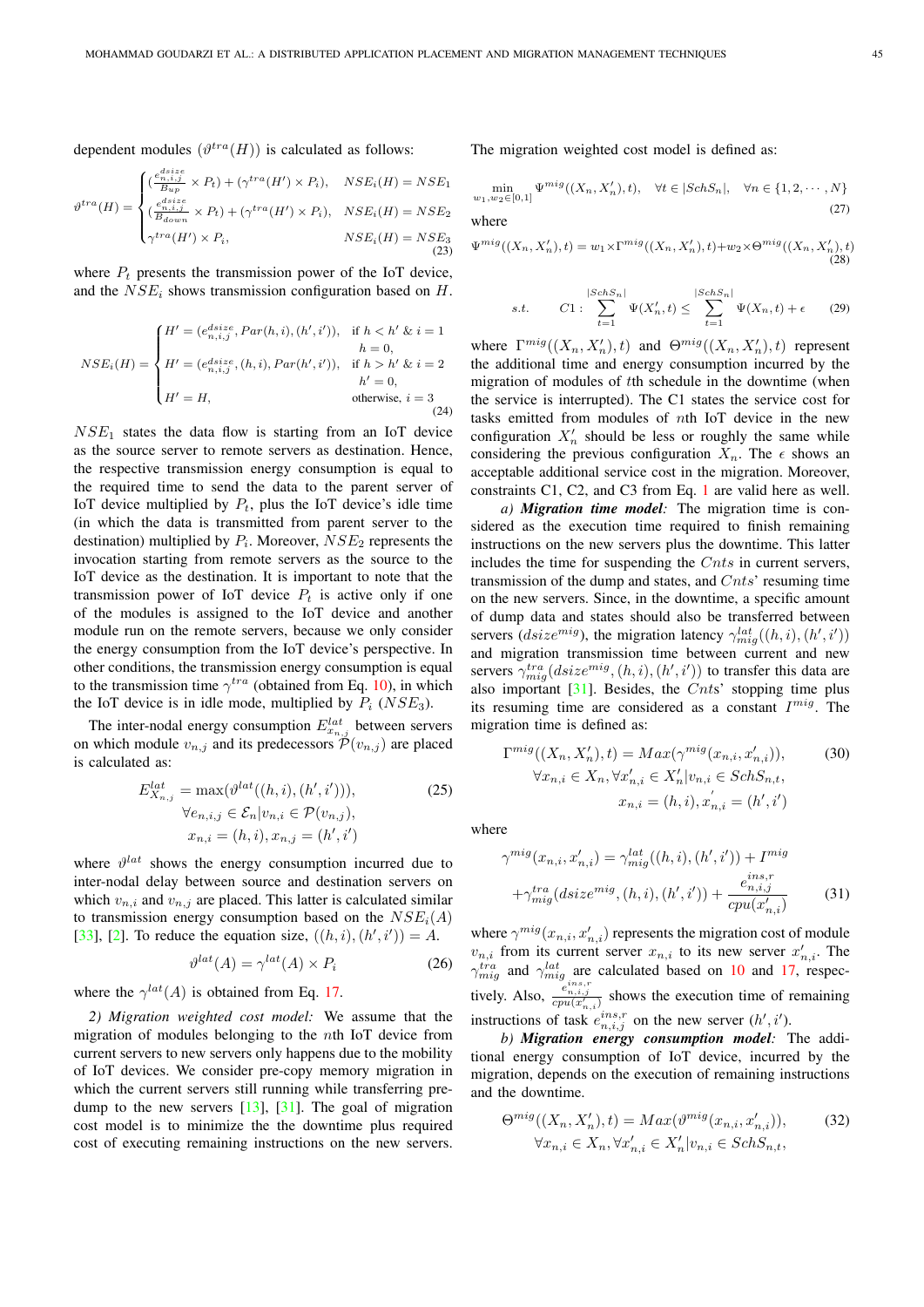dependent modules $(\vartheta^{tra}(H))$ is calculated as follows:

$$\vartheta^{tra}(H) = \begin{cases} (\frac{e^{dsize}_{n,i,j}}{B_{up}} \times P_t) + (\gamma^{tra}(H') \times P_i), & NSE_i(H) = NSE_1 \\ (\frac{e^{dsize}_{n,i,j}}{B_{down}} \times P_t) + (\gamma^{tra}(H') \times P_i), & NSE_i(H) = NSE_2 \\ \gamma^{tra}(H') \times P_i, & NSE_i(H) = NSE_3 \end{cases} \quad (23)$$

where $P_t$ presents the transmission power of the IoT device, and the $NSE_i$ shows transmission configuration based on $H$.

$$NSE_i(H) = \begin{cases} H' = (e^{dsize}_{n,i,j}, Par(h,i), (h',i')), & \text{if } h < h' \ \& \ i = 1 \\ & h = 0, \\ H' = (e^{dsize}_{n,i,j}, (h,i), Par(h',i')), & \text{if } h > h' \ \& \ i = 2 \\ & h' = 0, \\ H' = H, & \text{otherwise, } i = 3 \end{cases} \quad (24)$$

$NSE_1$ states the data flow is starting from an IoT device as the source server to remote servers as destination. Hence, the respective transmission energy consumption is equal to the required time to send the data to the parent server of IoT device multiplied by $P_t$, plus the IoT device's idle time (in which the data is transmitted from parent server to the destination) multiplied by $P_i$. Moreover, $NSE_2$ represents the invocation starting from remote servers as the source to the IoT device as the destination. It is important to note that the transmission power of IoT device $P_t$ is active only if one of the modules is assigned to the IoT device and another module run on the remote servers, because we only consider the energy consumption from the IoT device's perspective. In other conditions, the transmission energy consumption is equal to the transmission time $\gamma^{tra}$ (obtained from Eq. 10), in which the IoT device is in idle mode, multiplied by $P_i$ ($NSE_3$).

The inter-nodal energy consumption $E^{lat}_{x_{n,j}}$ between servers on which module $v_{n,j}$ and its predecessors $\mathcal{P}(v_{n,j})$ are placed is calculated as:

$$E^{lat}_{X_{n,j}} = \max(\vartheta^{lat}((h,i),(h',i'))), \quad (25)$$
$$\forall e_{n,i,j} \in \mathcal{E}_n | v_{n,i} \in \mathcal{P}(v_{n,j}),$$
$$x_{n,i} = (h,i), x_{n,j} = (h',i')$$

where $\vartheta^{lat}$ shows the energy consumption incurred due to inter-nodal delay between source and destination servers on which $v_{n,i}$ and $v_{n,j}$ are placed. This latter is calculated similar to transmission energy consumption based on the $NSE_i(A)$ [33], [2]. To reduce the equation size, $((h,i),(h',i')) = A$.

$$\vartheta^{lat}(A) = \gamma^{lat}(A) \times P_i \quad (26)$$

where the $\gamma^{lat}(A)$ is obtained from Eq. 17.

*2) Migration weighted cost model:* We assume that the migration of modules belonging to the $n$th IoT device from current servers to new servers only happens due to the mobility of IoT devices. We consider pre-copy memory migration in which the current servers still running while transferring pre-dump to the new servers [13], [31]. The goal of migration cost model is to minimize the the downtime plus required cost of executing remaining instructions on the new servers. The migration weighted cost model is defined as:

$$\min_{w_1,w_2 \in [0,1]} \Psi^{mig}((X_n, X'_n), t), \quad \forall t \in |SchS_n|, \quad \forall n \in \{1,2,\cdots,N\} \quad (27)$$

where

$$\Psi^{mig}((X_n, X'_n), t) = w_1 \times \Gamma^{mig}((X_n, X'_n), t) + w_2 \times \Theta^{mig}((X_n, X'_n), t) \quad (28)$$

$$s.t. \qquad C1: \sum_{t=1}^{|SchS_n|} \Psi(X'_n, t) \leq \sum_{t=1}^{|SchS_n|} \Psi(X_n, t) + \epsilon \quad (29)$$

where $\Gamma^{mig}((X_n, X'_n), t)$ and $\Theta^{mig}((X_n, X'_n), t)$ represent the additional time and energy consumption incurred by the migration of modules of $t$th schedule in the downtime (when the service is interrupted). The C1 states the service cost for tasks emitted from modules of $n$th IoT device in the new configuration $X'_n$ should be less or roughly the same while considering the previous configuration $X_n$. The $\epsilon$ shows an acceptable additional service cost in the migration. Moreover, constraints C1, C2, and C3 from Eq. 1 are valid here as well.

*a) **Migration time model**:* The migration time is considered as the execution time required to finish remaining instructions on the new servers plus the downtime. This latter includes the time for suspending the $Cnts$ in current servers, transmission of the dump and states, and $Cnts$' resuming time on the new servers. Since, in the downtime, a specific amount of dump data and states should also be transferred between servers ($dsize^{mig}$), the migration latency $\gamma^{lat}_{mig}((h,i),(h',i'))$ and migration transmission time between current and new servers $\gamma^{tra}_{mig}(dsize^{mig},(h,i),(h',i'))$ to transfer this data are also important [31]. Besides, the $Cnts$' stopping time plus its resuming time are considered as a constant $I^{mig}$. The migration time is defined as:

$$\Gamma^{mig}((X_n, X'_n), t) = Max(\gamma^{mig}(x_{n,i}, x'_{n,i})), \quad (30)$$
$$\forall x_{n,i} \in X_n, \forall x'_{n,i} \in X'_n | v_{n,i} \in SchS_{n,t},$$
$$x_{n,i} = (h,i), x'_{n,i} = (h',i')$$

where

$$\gamma^{mig}(x_{n,i}, x'_{n,i}) = \gamma^{lat}_{mig}((h,i),(h',i')) + I^{mig}$$
$$+ \gamma^{tra}_{mig}(dsize^{mig},(h,i),(h',i')) + \frac{e^{ins,r}_{n,i,j}}{cpu(x'_{n,i})} \quad (31)$$

where $\gamma^{mig}(x_{n,i}, x'_{n,i})$ represents the migration cost of module $v_{n,i}$ from its current server $x_{n,i}$ to its new server $x'_{n,i}$. The $\gamma^{tra}_{mig}$ and $\gamma^{lat}_{mig}$ are calculated based on 10 and 17, respectively. Also, $\frac{e^{ins,r}_{n,i,j}}{cpu(x'_{n,i})}$ shows the execution time of remaining instructions of task $e^{ins,r}_{n,i,j}$ on the new server $(h',i')$.

*b) **Migration energy consumption model**:* The additional energy consumption of IoT device, incurred by the migration, depends on the execution of remaining instructions and the downtime.

$$\Theta^{mig}((X_n, X'_n), t) = Max(\vartheta^{mig}(x_{n,i}, x'_{n,i})), \quad (32)$$
$$\forall x_{n,i} \in X_n, \forall x'_{n,i} \in X'_n | v_{n,i} \in SchS_{n,t},$$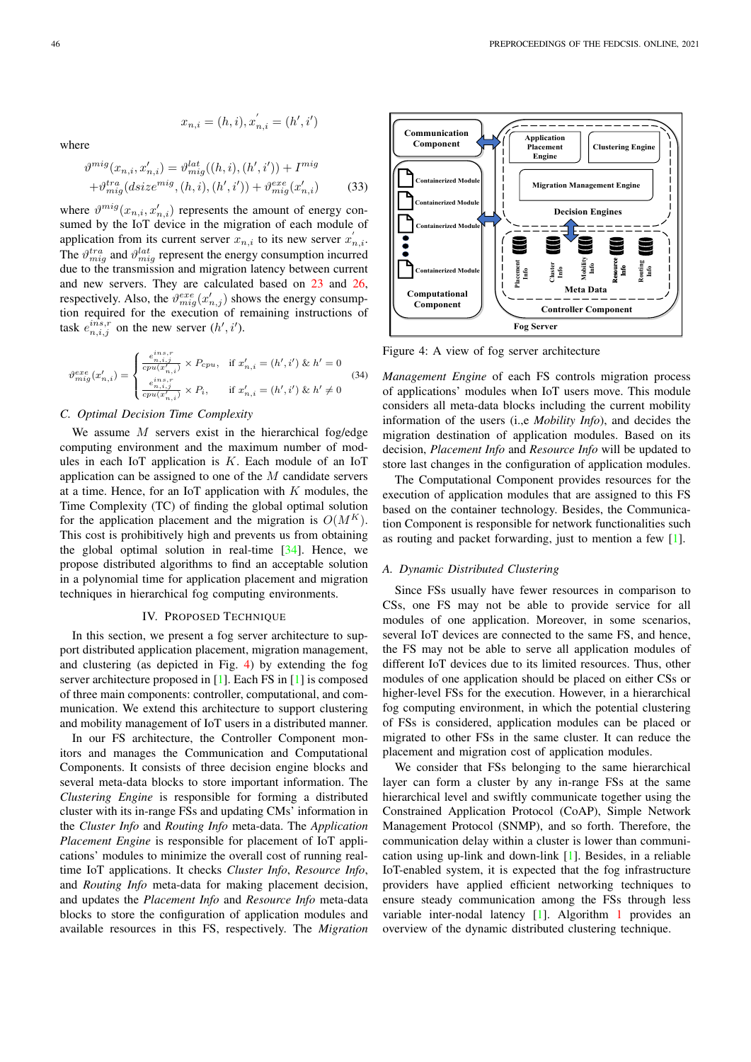$$x_{n,i} = (h, i), x^{'}_{n,i} = (h', i')$$

where

$$\vartheta^{mig}(x_{n,i}, x'_{n,i}) = \vartheta^{lat}_{mig}((h,i),(h',i')) + I^{mig} + \vartheta^{tra}_{mig}(dsize^{mig},(h,i),(h',i')) + \vartheta^{exe}_{mig}(x'_{n,i}) \quad (33)$$

where $\vartheta^{mig}(x_{n,i}, x'_{n,i})$ represents the amount of energy consumed by the IoT device in the migration of each module of application from its current server $x_{n,i}$ to its new server $x^{'}_{n,i}$. The $\vartheta^{tra}_{mig}$ and $\vartheta^{lat}_{mig}$ represent the energy consumption incurred due to the transmission and migration latency between current and new servers. They are calculated based on 23 and 26, respectively. Also, the $\vartheta^{exe}_{mig}(x'_{n,j})$ shows the energy consumption required for the execution of remaining instructions of task $e^{ins,r}_{n,i,j}$ on the new server $(h', i')$.

$$\vartheta^{exe}_{mig}(x'_{n,i}) = \begin{cases} \frac{e^{ins,r}_{n,i,j}}{cpu(x'_{n,i})} \times P_{cpu}, & \text{if } x'_{n,i} = (h', i') \ \& \ h' = 0 \\ \frac{e^{ins,r}_{n,i,j}}{cpu(x'_{n,i})} \times P_{i}, & \text{if } x'_{n,i} = (h', i') \ \& \ h' \neq 0 \end{cases} \quad (34)$$

### C. Optimal Decision Time Complexity

We assume $M$ servers exist in the hierarchical fog/edge computing environment and the maximum number of modules in each IoT application is $K$. Each module of an IoT application can be assigned to one of the $M$ candidate servers at a time. Hence, for an IoT application with $K$ modules, the Time Complexity (TC) of finding the global optimal solution for the application placement and the migration is $O(M^K)$. This cost is prohibitively high and prevents us from obtaining the global optimal solution in real-time [34]. Hence, we propose distributed algorithms to find an acceptable solution in a polynomial time for application placement and migration techniques in hierarchical fog computing environments.

## IV. Proposed Technique

In this section, we present a fog server architecture to support distributed application placement, migration management, and clustering (as depicted in Fig. 4) by extending the fog server architecture proposed in [1]. Each FS in [1] is composed of three main components: controller, computational, and communication. We extend this architecture to support clustering and mobility management of IoT users in a distributed manner.

In our FS architecture, the Controller Component monitors and manages the Communication and Computational Components. It consists of three decision engine blocks and several meta-data blocks to store important information. The *Clustering Engine* is responsible for forming a distributed cluster with its in-range FSs and updating CMs' information in the *Cluster Info* and *Routing Info* meta-data. The *Application Placement Engine* is responsible for placement of IoT applications' modules to minimize the overall cost of running real-time IoT applications. It checks *Cluster Info*, *Resource Info*, and *Routing Info* meta-data for making placement decision, and updates the *Placement Info* and *Resource Info* meta-data blocks to store the configuration of application modules and available resources in this FS, respectively. The *Migration Management Engine* of each FS controls migration process of applications' modules when IoT users move. This module considers all meta-data blocks including the current mobility information of the users (i.,e *Mobility Info*), and decides the migration destination of application modules. Based on its decision, *Placement Info* and *Resource Info* will be updated to store last changes in the configuration of application modules.

Figure 4: A view of fog server architecture

The Computational Component provides resources for the execution of application modules that are assigned to this FS based on the container technology. Besides, the Communication Component is responsible for network functionalities such as routing and packet forwarding, just to mention a few [1].

### A. Dynamic Distributed Clustering

Since FSs usually have fewer resources in comparison to CSs, one FS may not be able to provide service for all modules of one application. Moreover, in some scenarios, several IoT devices are connected to the same FS, and hence, the FS may not be able to serve all application modules of different IoT devices due to its limited resources. Thus, other modules of one application should be placed on either CSs or higher-level FSs for the execution. However, in a hierarchical fog computing environment, in which the potential clustering of FSs is considered, application modules can be placed or migrated to other FSs in the same cluster. It can reduce the placement and migration cost of application modules.

We consider that FSs belonging to the same hierarchical layer can form a cluster by any in-range FSs at the same hierarchical level and swiftly communicate together using the Constrained Application Protocol (CoAP), Simple Network Management Protocol (SNMP), and so forth. Therefore, the communication delay within a cluster is lower than communication using up-link and down-link [1]. Besides, in a reliable IoT-enabled system, it is expected that the fog infrastructure providers have applied efficient networking techniques to ensure steady communication among the FSs through less variable inter-nodal latency [1]. Algorithm 1 provides an overview of the dynamic distributed clustering technique.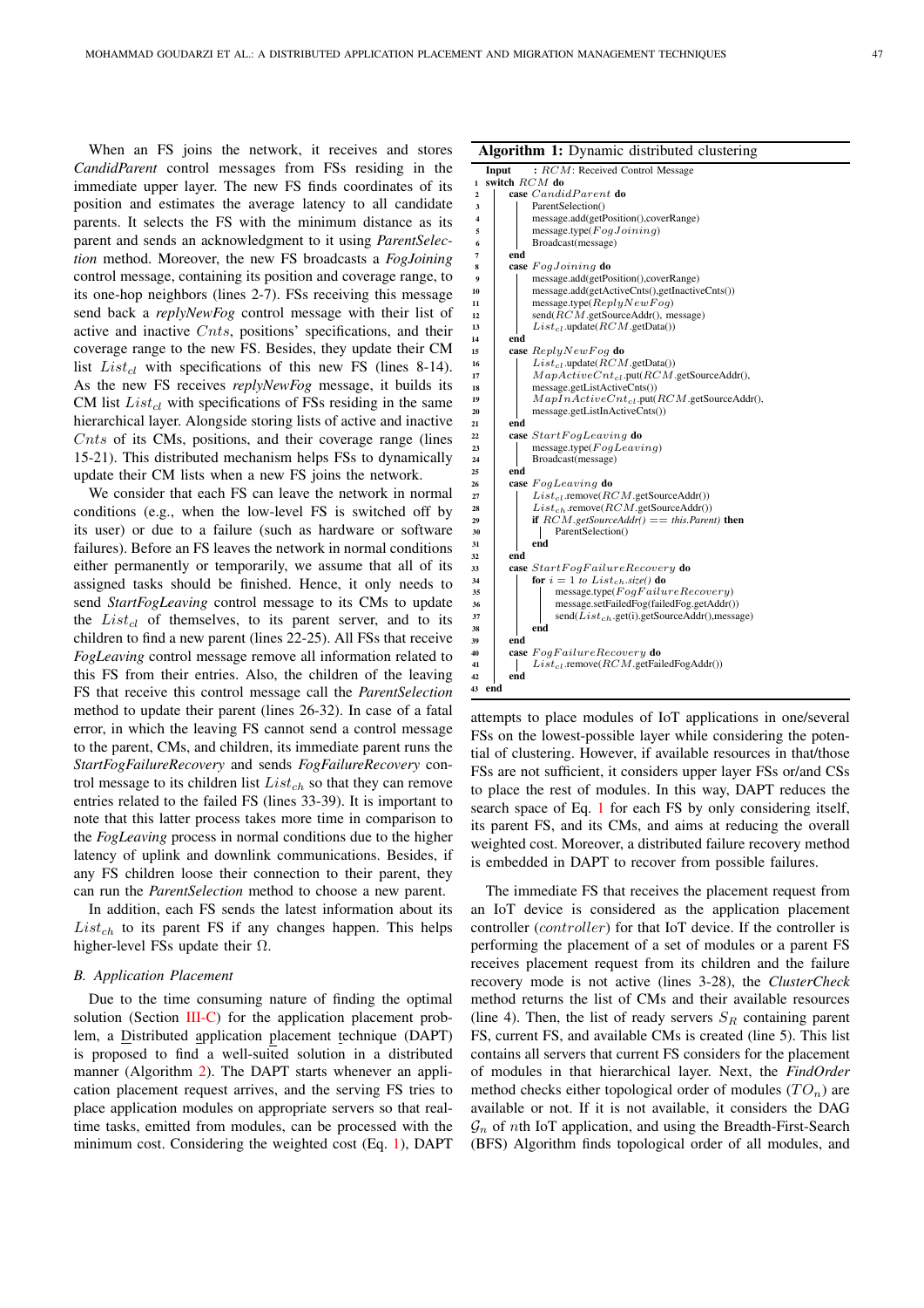When an FS joins the network, it receives and stores *CandidParent* control messages from FSs residing in the immediate upper layer. The new FS finds coordinates of its position and estimates the average latency to all candidate parents. It selects the FS with the minimum distance as its parent and sends an acknowledgment to it using *ParentSelection* method. Moreover, the new FS broadcasts a *FogJoining* control message, containing its position and coverage range, to its one-hop neighbors (lines 2-7). FSs receiving this message send back a *replyNewFog* control message with their list of active and inactive $Cnts$, positions' specifications, and their coverage range to the new FS. Besides, they update their CM list $List_{cl}$ with specifications of this new FS (lines 8-14). As the new FS receives *replyNewFog* message, it builds its CM list $List_{cl}$ with specifications of FSs residing in the same hierarchical layer. Alongside storing lists of active and inactive $Cnts$ of its CMs, positions, and their coverage range (lines 15-21). This distributed mechanism helps FSs to dynamically update their CM lists when a new FS joins the network.

We consider that each FS can leave the network in normal conditions (e.g., when the low-level FS is switched off by its user) or due to a failure (such as hardware or software failures). Before an FS leaves the network in normal conditions either permanently or temporarily, we assume that all of its assigned tasks should be finished. Hence, it only needs to send *StartFogLeaving* control message to its CMs to update the $List_{cl}$ of themselves, to its parent server, and to its children to find a new parent (lines 22-25). All FSs that receive *FogLeaving* control message remove all information related to this FS from their entries. Also, the children of the leaving FS that receive this control message call the *ParentSelection* method to update their parent (lines 26-32). In case of a fatal error, in which the leaving FS cannot send a control message to the parent, CMs, and children, its immediate parent runs the *StartFogFailureRecovery* and sends *FogFailureRecovery* control message to its children list $List_{ch}$ so that they can remove entries related to the failed FS (lines 33-39). It is important to note that this latter process takes more time in comparison to the *FogLeaving* process in normal conditions due to the higher latency of uplink and downlink communications. Besides, if any FS children loose their connection to their parent, they can run the *ParentSelection* method to choose a new parent.

In addition, each FS sends the latest information about its $List_{ch}$ to its parent FS if any changes happen. This helps higher-level FSs update their $\Omega$.

### B. Application Placement

Due to the time consuming nature of finding the optimal solution (Section III-C) for the application placement problem, a Distributed application placement technique (DAPT) is proposed to find a well-suited solution in a distributed manner (Algorithm 2). The DAPT starts whenever an application placement request arrives, and the serving FS tries to place application modules on appropriate servers so that real-time tasks, emitted from modules, can be processed with the minimum cost. Considering the weighted cost (Eq. 1), DAPT attempts to place modules of IoT applications in one/several FSs on the lowest-possible layer while considering the potential of clustering. However, if available resources in that/those FSs are not sufficient, it considers upper layer FSs or/and CSs to place the rest of modules. In this way, DAPT reduces the search space of Eq. 1 for each FS by only considering itself, its parent FS, and its CMs, and aims at reducing the overall weighted cost. Moreover, a distributed failure recovery method is embedded in DAPT to recover from possible failures.

**Algorithm 1:** Dynamic distributed clustering

```
   Input   : RCM: Received Control Message
 1 switch RCM do
 2     case CandidParent do
 3         ParentSelection()
 4         message.add(getPosition(),coverRange)
 5         message.type(FogJoining)
 6         Broadcast(message)
 7     end
 8     case FogJoining do
 9         message.add(getPosition(),coverRange)
10         message.add(getActiveCnts(),getInactiveCnts())
11         message.type(ReplyNewFog)
12         send(RCM.getSourceAddr(), message)
13         List_cl.update(RCM.getData())
14     end
15     case ReplyNewFog do
16         List_cl.update(RCM.getData())
17         MapActiveCnt_cl.put(RCM.getSourceAddr(),
18         message.getListActiveCnts())
19         MapInActiveCnt_cl.put(RCM.getSourceAddr(),
20         message.getListInActiveCnts())
21     end
22     case StartFogLeaving do
23         message.type(FogLeaving)
24         Broadcast(message)
25     end
26     case FogLeaving do
27         List_cl.remove(RCM.getSourceAddr())
28         List_ch.remove(RCM.getSourceAddr())
29         if RCM.getSourceAddr() == this.Parent) then
30             ParentSelection()
31         end
32     end
33     case StartFogFailureRecovery do
34         for i = 1 to List_ch.size() do
35             message.type(FogFailureRecovery)
36             message.setFailedFog(failedFog.getAddr())
37             send(List_ch.get(i).getSourceAddr(),message)
38         end
39     end
40     case FogFailureRecovery do
41         List_cl.remove(RCM.getFailedFogAddr())
42     end
43 end
```

The immediate FS that receives the placement request from an IoT device is considered as the application placement controller ($controller$) for that IoT device. If the controller is performing the placement of a set of modules or a parent FS receives placement request from its children and the failure recovery mode is not active (lines 3-28), the *ClusterCheck* method returns the list of CMs and their available resources (line 4). Then, the list of ready servers $S_R$ containing parent FS, current FS, and available CMs is created (line 5). This list contains all servers that current FS considers for the placement of modules in that hierarchical layer. Next, the *FindOrder* method checks either topological order of modules ($TO_n$) are available or not. If it is not available, it considers the DAG $\mathcal{G}_n$ of $n$th IoT application, and using the Breadth-First-Search (BFS) Algorithm finds topological order of all modules, and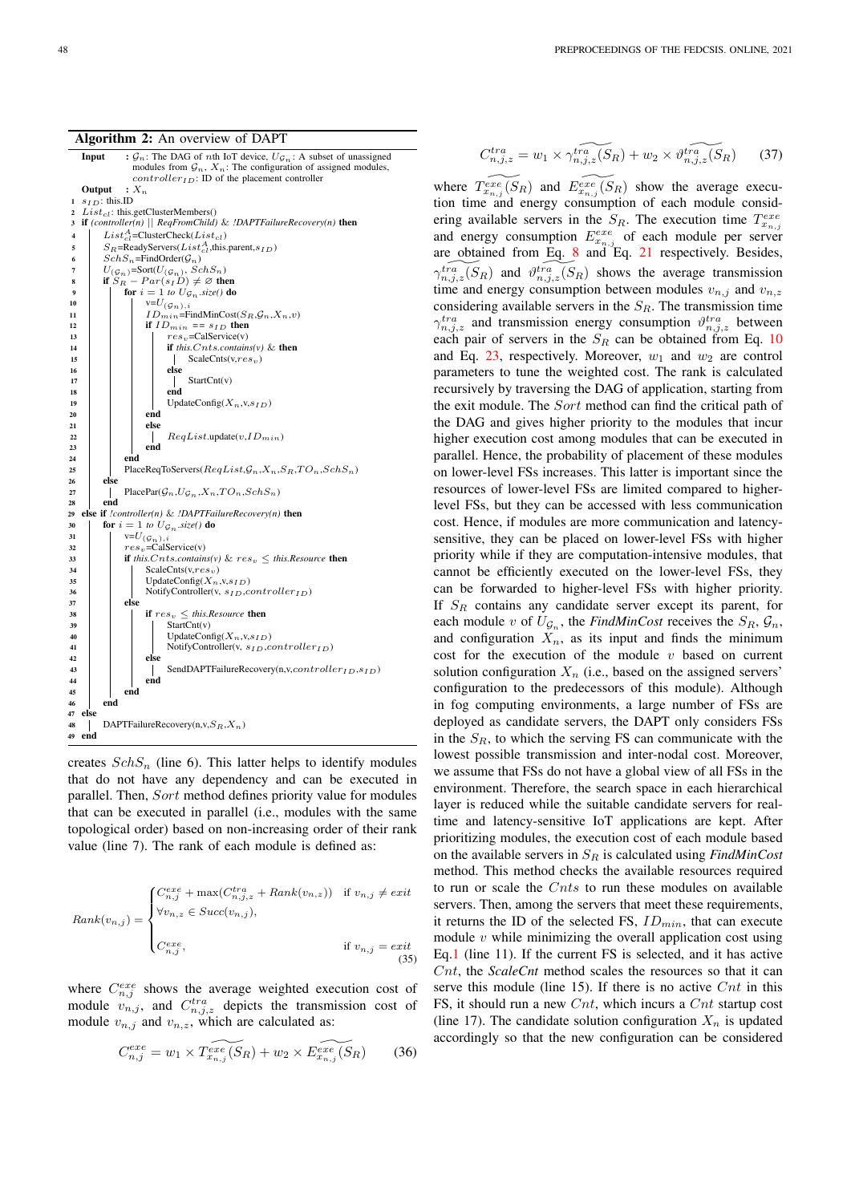**Algorithm 2:** An overview of DAPT

```
   Input   : G_n: The DAG of nth IoT device, U_(G_n): A subset of unassigned
             modules from G_n, X_n: The configuration of assigned modules,
             controller_ID: ID of the placement controller
   Output  : X_n
1  s_ID: this.ID
2  List_cl: this.getClusterMembers()
3  if (controller(n) || ReqFromChild) & !DAPTFailureRecovery(n) then
4      List^A_cl=ClusterCheck(List_cl)
5      S_R=ReadyServers(List^A_cl,this.parent,s_ID)
6      SchS_n=FindOrder(G_n)
7      U_(G_n)=Sort(U_(G_n), SchS_n)
8      if S_R − Par(s_ID) ≠ ∅ then
9          for i = 1 to U_(G_n).size() do
10             v=U_(G_n).i
11             ID_min=FindMinCost(S_R,G_n,X_n,v)
12             if ID_min == s_ID then
13                 res_v=CalService(v)
14                 if this.Cnts.contains(v) & then
15                     ScaleCnts(v,res_v)
16                 else
17                     StartCnt(v)
18                 end
19                 UpdateConfig(X_n,v,s_ID)
20             end
21             else
22                 ReqList.update(v,ID_min)
23             end
24         end
25         PlaceReqToServers(ReqList,G_n,X_n,S_R,TO_n,SchS_n)
26     else
27         PlacePar(G_n,U_(G_n),X_n,TO_n,SchS_n)
28     end
29 else if !controller(n) & !DAPTFailureRecovery(n) then
30     for i = 1 to U_(G_n).size() do
31         v=U_(G_n).i
32         res_v=CalService(v)
33         if this.Cnts.contains(v) & res_v ≤ this.Resource then
34             ScaleCnts(v,res_v)
35             UpdateConfig(X_n,v,s_ID)
36             NotifyController(v, s_ID,controller_ID)
37         else
38             if res_v ≤ this.Resource then
39                 StartCnt(v)
40                 UpdateConfig(X_n,v,s_ID)
41                 NotifyController(v, s_ID,controller_ID)
42             else
43                 SendDAPTFailureRecovery(n,v,controller_ID,s_ID)
44             end
45         end
46     end
47 else
48     DAPTFailureRecovery(n,v,S_R,X_n)
49 end
```

creates $SchS_n$ (line 6). This latter helps to identify modules that do not have any dependency and can be executed in parallel. Then, *Sort* method defines priority value for modules that can be executed in parallel (i.e., modules with the same topological order) based on non-increasing order of their rank value (line 7). The rank of each module is defined as:

$$Rank(v_{n,j}) = \begin{cases} C^{exe}_{n,j} + \max(C^{tra}_{n,j,z} + Rank(v_{n,z})) & \text{if } v_{n,j} \neq exit \\ \forall v_{n,z} \in Succ(v_{n,j}), & \\ & \\ C^{exe}_{n,j}, & \text{if } v_{n,j} = exit \end{cases} \tag{35}$$

where $C^{exe}_{n,j}$ shows the average weighted execution cost of module $v_{n,j}$, and $C^{tra}_{n,j,z}$ depicts the transmission cost of module $v_{n,j}$ and $v_{n,z}$, which are calculated as:

$$C^{exe}_{n,j} = w_1 \times \widetilde{T^{exe}_{x_{n,j}}(S_R)} + w_2 \times \widetilde{E^{exe}_{x_{n,j}}(S_R)} \tag{36}$$

$$C^{tra}_{n,j,z} = w_1 \times \widetilde{\gamma^{tra}_{n,j,z}(S_R)} + w_2 \times \widetilde{\vartheta^{tra}_{n,j,z}(S_R)} \tag{37}$$

where $\widetilde{T^{exe}_{x_{n,j}}(S_R)}$ and $\widetilde{E^{exe}_{x_{n,j}}(S_R)}$ show the average execution time and energy consumption of each module considering available servers in the $S_R$. The execution time $T^{exe}_{x_{n,j}}$ and energy consumption $E^{exe}_{x_{n,j}}$ of each module per server are obtained from Eq. 8 and Eq. 21 respectively. Besides, $\widetilde{\gamma^{tra}_{n,j,z}(S_R)}$ and $\widetilde{\vartheta^{tra}_{n,j,z}(S_R)}$ shows the average transmission time and energy consumption between modules $v_{n,j}$ and $v_{n,z}$ considering available servers in the $S_R$. The transmission time $\gamma^{tra}_{n,j,z}$ and transmission energy consumption $\vartheta^{tra}_{n,j,z}$ between each pair of servers in the $S_R$ can be obtained from Eq. 10 and Eq. 23, respectively. Moreover, $w_1$ and $w_2$ are control parameters to tune the weighted cost. The rank is calculated recursively by traversing the DAG of application, starting from the exit module. The *Sort* method can find the critical path of the DAG and gives higher priority to the modules that incur higher execution cost among modules that can be executed in parallel. Hence, the probability of placement of these modules on lower-level FSs increases. This latter is important since the resources of lower-level FSs are limited compared to higher-level FSs, but they can be accessed with less communication cost. Hence, if modules are more communication and latency-sensitive, they can be placed on lower-level FSs with higher priority while if they are computation-intensive modules, that cannot be efficiently executed on the lower-level FSs, they can be forwarded to higher-level FSs with higher priority. If $S_R$ contains any candidate server except its parent, for each module $v$ of $U_{\mathcal{G}_n}$, the *FindMinCost* receives the $S_R$, $\mathcal{G}_n$, and configuration $X_n$, as its input and finds the minimum cost for the execution of the module $v$ based on current solution configuration $X_n$ (i.e., based on the assigned servers' configuration to the predecessors of this module). Although in fog computing environments, a large number of FSs are deployed as candidate servers, the DAPT only considers FSs in the $S_R$, to which the serving FS can communicate with the lowest possible transmission and inter-nodal cost. Moreover, we assume that FSs do not have a global view of all FSs in the environment. Therefore, the search space in each hierarchical layer is reduced while the suitable candidate servers for real-time and latency-sensitive IoT applications are kept. After prioritizing modules, the execution cost of each module based on the available servers in $S_R$ is calculated using *FindMinCost* method. This method checks the available resources required to run or scale the $Cnts$ to run these modules on available servers. Then, among the servers that meet these requirements, it returns the ID of the selected FS, $ID_{min}$, that can execute module $v$ while minimizing the overall application cost using Eq.1 (line 11). If the current FS is selected, and it has active $Cnt$, the *ScaleCnt* method scales the resources so that it can serve this module (line 15). If there is no active $Cnt$ in this FS, it should run a new $Cnt$, which incurs a $Cnt$ startup cost (line 17). The candidate solution configuration $X_n$ is updated accordingly so that the new configuration can be considered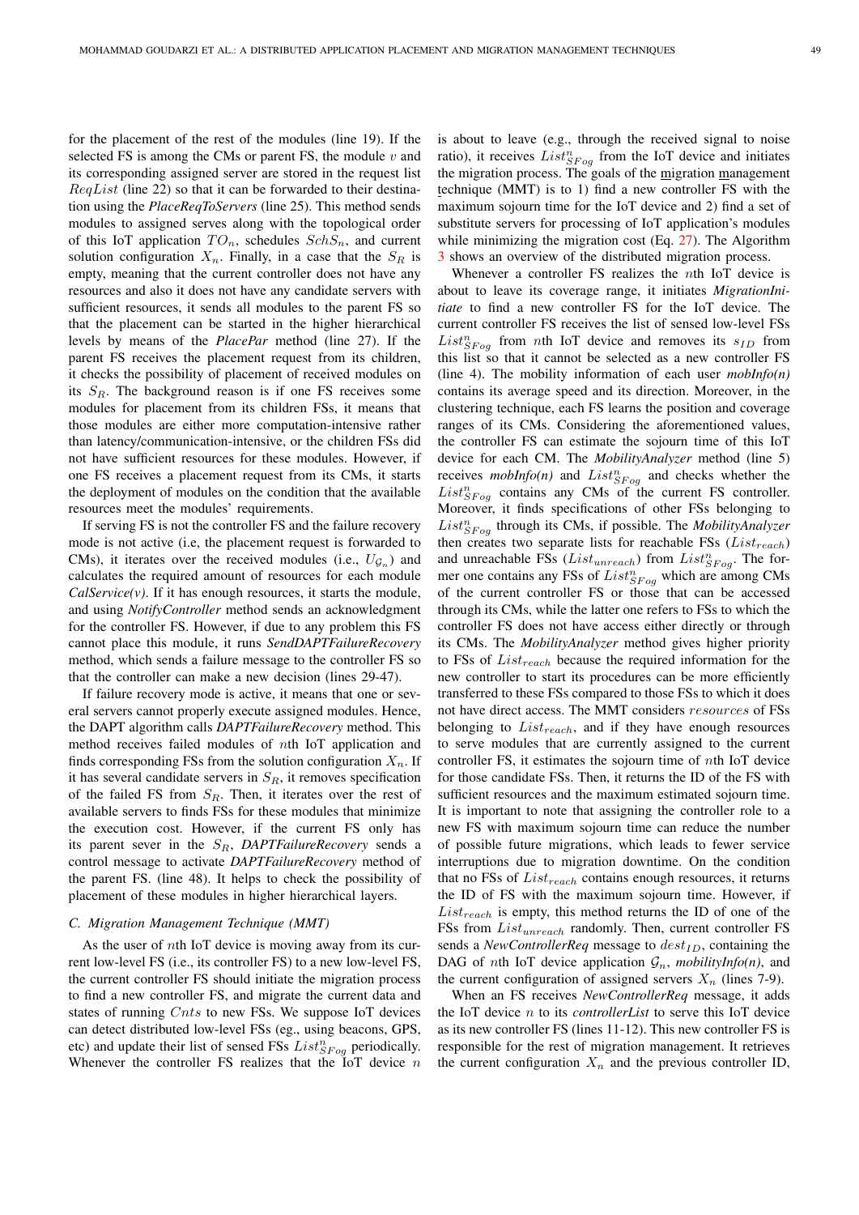for the placement of the rest of the modules (line 19). If the selected FS is among the CMs or parent FS, the module $v$ and its corresponding assigned server are stored in the request list $ReqList$ (line 22) so that it can be forwarded to their destination using the ***PlaceReqToServers*** (line 25). This method sends modules to assigned serves along with the topological order of this IoT application $TO_n$, schedules $SchS_n$, and current solution configuration $X_n$. Finally, in a case that the $S_R$ is empty, meaning that the current controller does not have any resources and also it does not have any candidate servers with sufficient resources, it sends all modules to the parent FS so that the placement can be started in the higher hierarchical levels by means of the ***PlacePar*** method (line 27). If the parent FS receives the placement request from its children, it checks the possibility of placement of received modules on its $S_R$. The background reason is if one FS receives some modules for placement from its children FSs, it means that those modules are either more computation-intensive rather than latency/communication-intensive, or the children FSs did not have sufficient resources for these modules. However, if one FS receives a placement request from its CMs, it starts the deployment of modules on the condition that the available resources meet the modules' requirements.

If serving FS is not the controller FS and the failure recovery mode is not active (i.e, the placement request is forwarded to CMs), it iterates over the received modules (i.e., $U_{\mathcal{G}_n}$) and calculates the required amount of resources for each module ***CalService(v)***. If it has enough resources, it starts the module, and using ***NotifyController*** method sends an acknowledgment for the controller FS. However, if due to any problem this FS cannot place this module, it runs ***SendDAPTFailureRecovery*** method, which sends a failure message to the controller FS so that the controller can make a new decision (lines 29-47).

If failure recovery mode is active, it means that one or several servers cannot properly execute assigned modules. Hence, the DAPT algorithm calls ***DAPTFailureRecovery*** method. This method receives failed modules of $n$th IoT application and finds corresponding FSs from the solution configuration $X_n$. If it has several candidate servers in $S_R$, it removes specification of the failed FS from $S_R$. Then, it iterates over the rest of available servers to finds FSs for these modules that minimize the execution cost. However, if the current FS only has its parent sever in the $S_R$, ***DAPTFailureRecovery*** sends a control message to activate ***DAPTFailureRecovery*** method of the parent FS. (line 48). It helps to check the possibility of placement of these modules in higher hierarchical layers.

### *C. Migration Management Technique (MMT)*

As the user of $n$th IoT device is moving away from its current low-level FS (i.e., its controller FS) to a new low-level FS, the current controller FS should initiate the migration process to find a new controller FS, and migrate the current data and states of running $Cnts$ to new FSs. We suppose IoT devices can detect distributed low-level FSs (eg., using beacons, GPS, etc) and update their list of sensed FSs $List^n_{SFog}$ periodically. Whenever the controller FS realizes that the IoT device $n$ is about to leave (e.g., through the received signal to noise ratio), it receives $List^n_{SFog}$ from the IoT device and initiates the migration process. The goals of the migration management technique (MMT) is to 1) find a new controller FS with the maximum sojourn time for the IoT device and 2) find a set of substitute servers for processing of IoT application's modules while minimizing the migration cost (Eq. 27). The Algorithm 3 shows an overview of the distributed migration process.

Whenever a controller FS realizes the $n$th IoT device is about to leave its coverage range, it initiates ***MigrationInitiate*** to find a new controller FS for the IoT device. The current controller FS receives the list of sensed low-level FSs $List^n_{SFog}$ from $n$th IoT device and removes its $s_{ID}$ from this list so that it cannot be selected as a new controller FS (line 4). The mobility information of each user ***mobInfo(n)*** contains its average speed and its direction. Moreover, in the clustering technique, each FS learns the position and coverage ranges of its CMs. Considering the aforementioned values, the controller FS can estimate the sojourn time of this IoT device for each CM. The ***MobilityAnalyzer*** method (line 5) receives ***mobInfo(n)*** and $List^n_{SFog}$ and checks whether the $List^n_{SFog}$ contains any CMs of the current FS controller. Moreover, it finds specifications of other FSs belonging to $List^n_{SFog}$ through its CMs, if possible. The ***MobilityAnalyzer*** then creates two separate lists for reachable FSs ($List_{reach}$) and unreachable FSs ($List_{unreach}$) from $List^n_{SFog}$. The former one contains any FSs of $List^n_{SFog}$ which are among CMs of the current controller FS or those that can be accessed through its CMs, while the latter one refers to FSs to which the controller FS does not have access either directly or through its CMs. The ***MobilityAnalyzer*** method gives higher priority to FSs of $List_{reach}$ because the required information for the new controller to start its procedures can be more efficiently transferred to these FSs compared to those FSs to which it does not have direct access. The MMT considers $resources$ of FSs belonging to $List_{reach}$, and if they have enough resources to serve modules that are currently assigned to the current controller FS, it estimates the sojourn time of $n$th IoT device for those candidate FSs. Then, it returns the ID of the FS with sufficient resources and the maximum estimated sojourn time. It is important to note that assigning the controller role to a new FS with maximum sojourn time can reduce the number of possible future migrations, which leads to fewer service interruptions due to migration downtime. On the condition that no FSs of $List_{reach}$ contains enough resources, it returns the ID of FS with the maximum sojourn time. However, if $List_{reach}$ is empty, this method returns the ID of one of the FSs from $List_{unreach}$ randomly. Then, current controller FS sends a ***NewControllerReq*** message to $dest_{ID}$, containing the DAG of $n$th IoT device application $\mathcal{G}_n$, ***mobilityInfo(n)***, and the current configuration of assigned servers $X_n$ (lines 7-9).

When an FS receives ***NewControllerReq*** message, it adds the IoT device $n$ to its ***controllerList*** to serve this IoT device as its new controller FS (lines 11-12). This new controller FS is responsible for the rest of migration management. It retrieves the current configuration $X_n$ and the previous controller ID,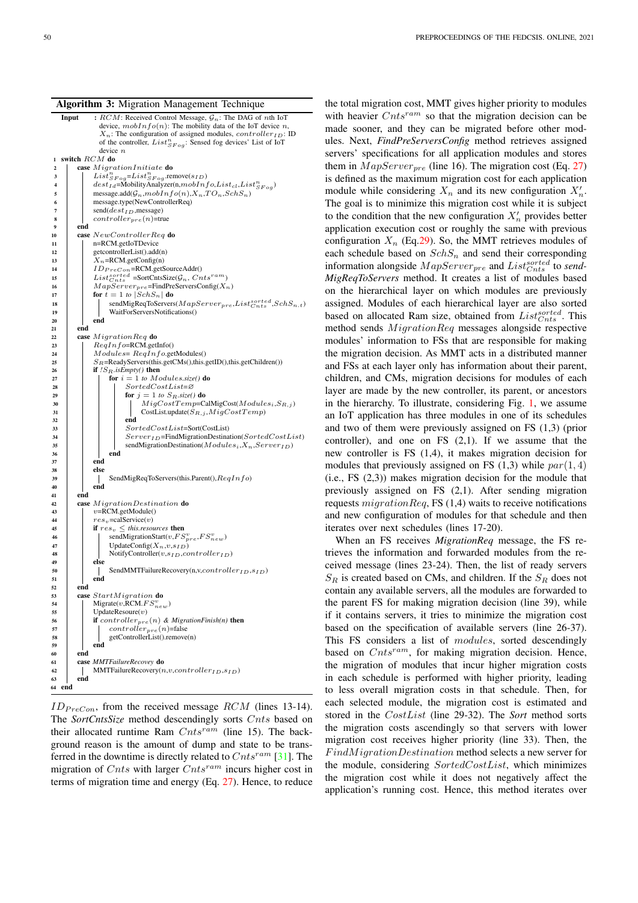**Algorithm 3:** Migration Management Technique

```
Input : RCM: Received Control Message, G_n: The DAG of nth IoT
        device, mobInfo(n): The mobility data of the IoT device n,
        X_n: The configuration of assigned modules, controller_ID: ID
        of the controller, List^n_SFog: Sensed fog devices' List of IoT
        device n
1  switch RCM do
2      case MigrationInitiate do
3          List^n_SFog=List^n_SFog.remove(s_ID)
4          dest_Id=MobilityAnalyzer(n,mobInfo,List_cl,List^n_SFog)
5          message.add(G_n,mobInfo(n),X_n,TO_n,SchS_n)
6          message.type(NewControllerReq)
7          send(dest_ID,message)
8          controller_pre(n)=true
9      end
10     case NewControllerReq do
11         n=RCM.getIoTDevice
12         getcontrollerList().add(n)
13         X_n=RCM.getConfig(n)
14         ID_PreCon=RCM.getSourceAddr()
15         List^sorted_Cnts =SortCntsSize(G_n, Cnts^ram)
16         MapServer_pre=FindPreServersConfig(X_n)
17         for t = 1 to |SchS_n| do
18             sendMigReqToServers(MapServer_pre,List^sorted_Cnts,SchS_n.t)
19             WaitForServersNotifications()
20         end
21     end
22     case MigrationReq do
23         ReqInfo=RCM.getInfo()
24         Modules= ReqInfo.getModules()
25         S_R=ReadyServers(this.getCMs(),this.getID(),this.getChildren())
26         if !S_R.isEmpty() then
27             for i = 1 to Modules.size() do
28                 SortedCostList=∅
29                 for j = 1 to S_R.size() do
30                     MigCostTemp=CalMigCost(Modules_i,S_R,j)
31                     CostList.update(S_R,j,MigCostTemp)
32                 end
33                 SortedCostList=Sort(CostList)
34                 Server_ID=FindMigrationDestination(SortedCostList)
35                 sendMigrationDestination(Modules_i,X_n,Server_ID)
36             end
37         end
38         else
39             SendMigReqToServers(this.Parent(),ReqInfo)
40         end
41     end
42     case MigrationDestination do
43         v=RCM.getModule()
44         res_v=calService(v)
45         if res_v ≤ this.resources then
46             sendMigrationStart(v,FS^v_pre,FS^v_new)
47             UpdateConfig(X_n,v,s_ID)
48             NotifyController(v,s_ID,controller_ID)
49         else
50             SendMMTFailureRecovery(n,v,controller_ID,s_ID)
51         end
52     end
53     case StartMigration do
54         Migrate(v,RCM.FS^v_new)
55         UpdateResoure(v)
56         if controller_pre(n) & MigrationFinish(n) then
57             controller_pre(n)=false
58             getControllerList().remove(n)
59         end
60     end
61     case MMTFailureRecovey do
62         MMTFailureRecovery(n,v,controller_ID,s_ID)
63     end
64 end
```

$ID_{PreCon}$, from the received message $RCM$ (lines 13-14). The *SortCntsSize* method descendingly sorts $Cnts$ based on their allocated runtime Ram $Cnts^{ram}$ (line 15). The background reason is the amount of dump and state to be transferred in the downtime is directly related to $Cnts^{ram}$ [31]. The migration of $Cnts$ with larger $Cnts^{ram}$ incurs higher cost in terms of migration time and energy (Eq. 27). Hence, to reduce the total migration cost, MMT gives higher priority to modules with heavier $Cnts^{ram}$ so that the migration decision can be made sooner, and they can be migrated before other modules. Next, *FindPreServersConfig* method retrieves assigned servers' specifications for all application modules and stores them in $MapServer_{pre}$ (line 16). The migration cost (Eq. 27) is defined as the maximum migration cost for each application module while considering $X_n$ and its new configuration $X'_n$. The goal is to minimize this migration cost while it is subject to the condition that the new configuration $X'_n$ provides better application execution cost or roughly the same with previous configuration $X_n$ (Eq.29). So, the MMT retrieves modules of each schedule based on $SchS_n$ and send their corresponding information alongside $MapServer_{pre}$ and $List^{sorted}_{Cnts}$ to *sendMigReqToServers* method. It creates a list of modules based on the hierarchical layer on which modules are previously assigned. Modules of each hierarchical layer are also sorted based on allocated Ram size, obtained from $List^{sorted}_{Cnts}$. This method sends $MigrationReq$ messages alongside respective modules' information to FSs that are responsible for making the migration decision. As MMT acts in a distributed manner and FSs at each layer only has information about their parent, children, and CMs, migration decisions for modules of each layer are made by the new controller, its parent, or ancestors in the hierarchy. To illustrate, considering Fig. 1, we assume an IoT application has three modules in one of its schedules and two of them were previously assigned on FS (1,3) (prior controller), and one on FS (2,1). If we assume that the new controller is FS (1,4), it makes migration decision for modules that previously assigned on FS (1,3) while $par(1,4)$ (i.e., FS (2,3)) makes migration decision for the module that previously assigned on FS (2,1). After sending migration requests $migrationReq$, FS (1,4) waits to receive notifications and new configuration of modules for that schedule and then iterates over next schedules (lines 17-20).

When an FS receives *MigrationReq* message, the FS retrieves the information and forwarded modules from the received message (lines 23-24). Then, the list of ready servers $S_R$ is created based on CMs, and children. If the $S_R$ does not contain any available servers, all the modules are forwarded to the parent FS for making migration decision (line 39), while if it contains servers, it tries to minimize the migration cost based on the specification of available servers (line 26-37). This FS considers a list of $modules$, sorted descendingly based on $Cnts^{ram}$, for making migration decision. Hence, the migration of modules that incur higher migration costs in each schedule is performed with higher priority, leading to less overall migration costs in that schedule. Then, for each selected module, the migration cost is estimated and stored in the $CostList$ (line 29-32). The *Sort* method sorts the migration costs ascendingly so that servers with lower migration cost receives higher priority (line 33). Then, the $FindMigrationDestination$ method selects a new server for the module, considering $SortedCostList$, which minimizes the migration cost while it does not negatively affect the application's running cost. Hence, this method iterates over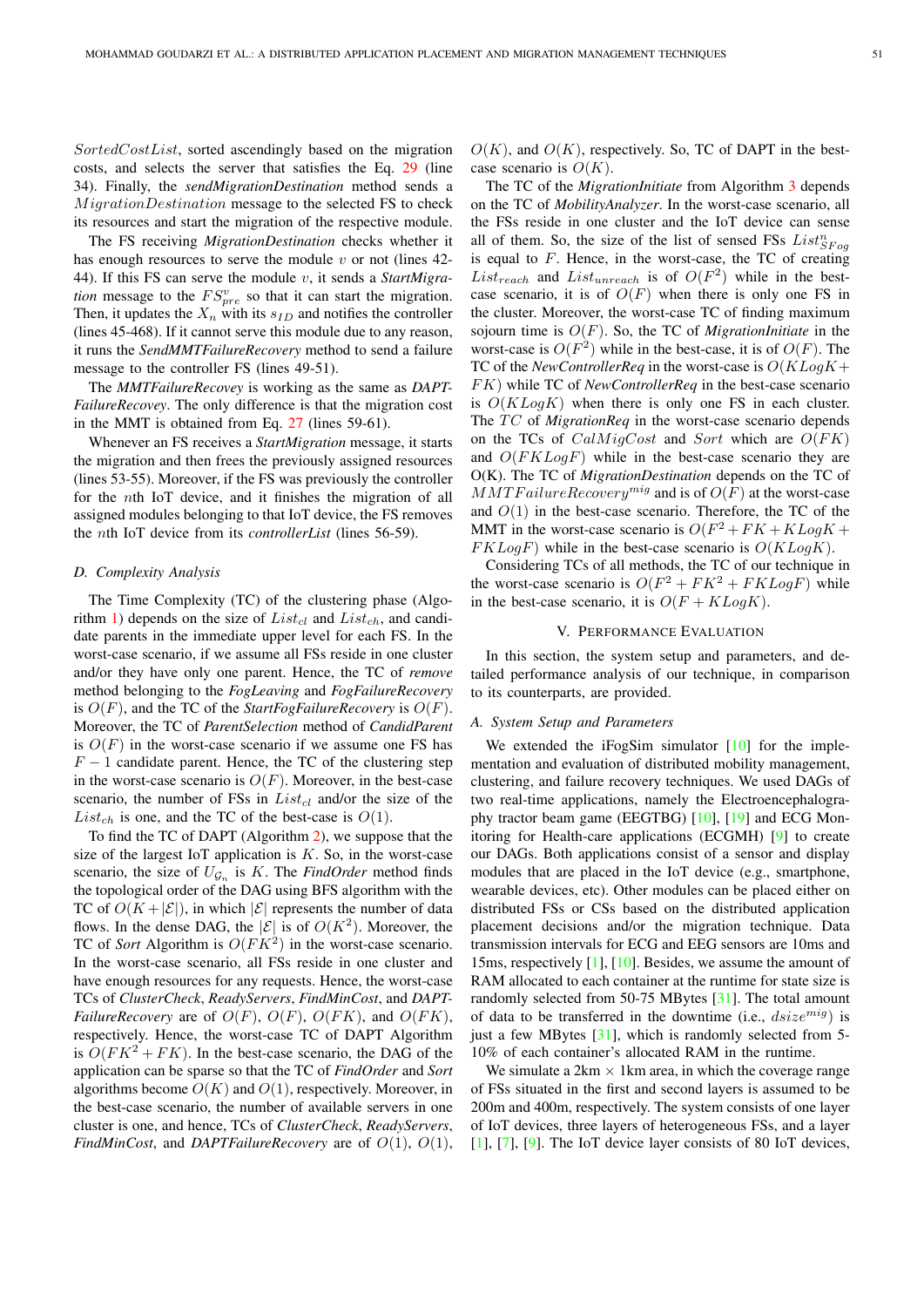$SortedCostList$, sorted ascendingly based on the migration costs, and selects the server that satisfies the Eq. 29 (line 34). Finally, the ***sendMigrationDestination*** method sends a $MigrationDestination$ message to the selected FS to check its resources and start the migration of the respective module.

The FS receiving *MigrationDestination* checks whether it has enough resources to serve the module $v$ or not (lines 42-44). If this FS can serve the module $v$, it sends a *StartMigration* message to the $FS^v_{pre}$ so that it can start the migration. Then, it updates the $X_n$ with its $s_{ID}$ and notifies the controller (lines 45-468). If it cannot serve this module due to any reason, it runs the *SendMMTFailureRecovery* method to send a failure message to the controller FS (lines 49-51).

The *MMTFailureRecovey* is working as the same as *DAPT-FailureRecovey*. The only difference is that the migration cost in the MMT is obtained from Eq. 27 (lines 59-61).

Whenever an FS receives a *StartMigration* message, it starts the migration and then frees the previously assigned resources (lines 53-55). Moreover, if the FS was previously the controller for the $n$th IoT device, and it finishes the migration of all assigned modules belonging to that IoT device, the FS removes the $n$th IoT device from its *controllerList* (lines 56-59).

### D. Complexity Analysis

The Time Complexity (TC) of the clustering phase (Algorithm 1) depends on the size of $List_{cl}$ and $List_{ch}$, and candidate parents in the immediate upper level for each FS. In the worst-case scenario, if we assume all FSs reside in one cluster and/or they have only one parent. Hence, the TC of *remove* method belonging to the *FogLeaving* and *FogFailureRecovery* is $O(F)$, and the TC of the *StartFogFailureRecovery* is $O(F)$. Moreover, the TC of *ParentSelection* method of *CandidParent* is $O(F)$ in the worst-case scenario if we assume one FS has $F-1$ candidate parent. Hence, the TC of the clustering step in the worst-case scenario is $O(F)$. Moreover, in the best-case scenario, the number of FSs in $List_{cl}$ and/or the size of the $List_{ch}$ is one, and the TC of the best-case is $O(1)$.

To find the TC of DAPT (Algorithm 2), we suppose that the size of the largest IoT application is $K$. So, in the worst-case scenario, the size of $U_{\mathcal{G}_n}$ is $K$. The *FindOrder* method finds the topological order of the DAG using BFS algorithm with the TC of $O(K+|\mathcal{E}|)$, in which $|\mathcal{E}|$ represents the number of data flows. In the dense DAG, the $|\mathcal{E}|$ is of $O(K^2)$. Moreover, the TC of *Sort* Algorithm is $O(FK^2)$ in the worst-case scenario. In the worst-case scenario, all FSs reside in one cluster and have enough resources for any requests. Hence, the worst-case TCs of *ClusterCheck*, *ReadyServers*, *FindMinCost*, and *DAPT-FailureRecovery* are of $O(F)$, $O(F)$, $O(FK)$, and $O(FK)$, respectively. Hence, the worst-case TC of DAPT Algorithm is $O(FK^2+FK)$. In the best-case scenario, the DAG of the application can be sparse so that the TC of *FindOrder* and *Sort* algorithms become $O(K)$ and $O(1)$, respectively. Moreover, in the best-case scenario, the number of available servers in one cluster is one, and hence, TCs of *ClusterCheck*, *ReadyServers*, *FindMinCost*, and *DAPTFailureRecovery* are of $O(1)$, $O(1)$, $O(K)$, and $O(K)$, respectively. So, TC of DAPT in the best-case scenario is $O(K)$.

The TC of the *MigrationInitiate* from Algorithm 3 depends on the TC of *MobilityAnalyzer*. In the worst-case scenario, all the FSs reside in one cluster and the IoT device can sense all of them. So, the size of the list of sensed FSs $List^n_{SFog}$ is equal to $F$. Hence, in the worst-case, the TC of creating $List_{reach}$ and $List_{unreach}$ is of $O(F^2)$ while in the best-case scenario, it is of $O(F)$ when there is only one FS in the cluster. Moreover, the worst-case TC of finding maximum sojourn time is $O(F)$. So, the TC of *MigrationInitiate* in the worst-case is $O(F^2)$ while in the best-case, it is of $O(F)$. The TC of the *NewControllerReq* in the worst-case is $O(KLogK+FK)$ while TC of *NewControllerReq* in the best-case scenario is $O(KLogK)$ when there is only one FS in each cluster. The $TC$ of *MigrationReq* in the worst-case scenario depends on the TCs of $CalMigCost$ and $Sort$ which are $O(FK)$ and $O(FKLogF)$ while in the best-case scenario they are O(K). The TC of *MigrationDestination* depends on the TC of $MMTFailureRecovery^{mig}$ and is of $O(F)$ at the worst-case and $O(1)$ in the best-case scenario. Therefore, the TC of the MMT in the worst-case scenario is $O(F^2+FK+KLogK+FKLogF)$ while in the best-case scenario is $O(KLogK)$.

Considering TCs of all methods, the TC of our technique in the worst-case scenario is $O(F^2+FK^2+FKLogF)$ while in the best-case scenario, it is $O(F+KLogK)$.

## V. Performance Evaluation

In this section, the system setup and parameters, and detailed performance analysis of our technique, in comparison to its counterparts, are provided.

### A. System Setup and Parameters

We extended the iFogSim simulator [10] for the implementation and evaluation of distributed mobility management, clustering, and failure recovery techniques. We used DAGs of two real-time applications, namely the Electroencephalography tractor beam game (EEGTBG) [10], [19] and ECG Monitoring for Health-care applications (ECGMH) [9] to create our DAGs. Both applications consist of a sensor and display modules that are placed in the IoT device (e.g., smartphone, wearable devices, etc). Other modules can be placed either on distributed FSs or CSs based on the distributed application placement decisions and/or the migration technique. Data transmission intervals for ECG and EEG sensors are 10ms and 15ms, respectively [1], [10]. Besides, we assume the amount of RAM allocated to each container at the runtime for state size is randomly selected from 50-75 MBytes [31]. The total amount of data to be transferred in the downtime (i.e., $dsize^{mig}$) is just a few MBytes [31], which is randomly selected from 5-10% of each container's allocated RAM in the runtime.

We simulate a 2km × 1km area, in which the coverage range of FSs situated in the first and second layers is assumed to be 200m and 400m, respectively. The system consists of one layer of IoT devices, three layers of heterogeneous FSs, and a layer [1], [7], [9]. The IoT device layer consists of 80 IoT devices,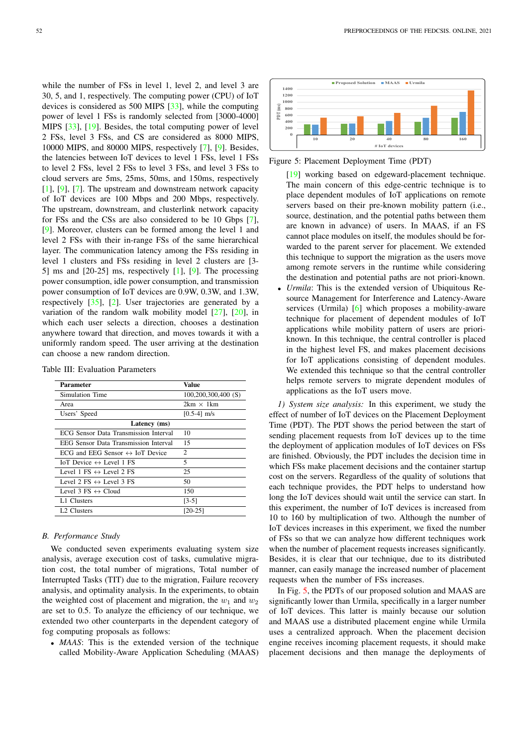while the number of FSs in level 1, level 2, and level 3 are 30, 5, and 1, respectively. The computing power (CPU) of IoT devices is considered as 500 MIPS [33], while the computing power of level 1 FSs is randomly selected from [3000-4000] MIPS [33], [19]. Besides, the total computing power of level 2 FSs, level 3 FSs, and CS are considered as 8000 MIPS, 10000 MIPS, and 80000 MIPS, respectively [7], [9]. Besides, the latencies between IoT devices to level 1 FSs, level 1 FSs to level 2 FSs, level 2 FSs to level 3 FSs, and level 3 FSs to cloud servers are 5ms, 25ms, 50ms, and 150ms, respectively [1], [9], [7]. The upstream and downstream network capacity of IoT devices are 100 Mbps and 200 Mbps, respectively. The upstream, downstream, and clusterlink network capacity for FSs and the CSs are also considered to be 10 Gbps [7], [9]. Moreover, clusters can be formed among the level 1 and level 2 FSs with their in-range FSs of the same hierarchical layer. The communication latency among the FSs residing in level 1 clusters and FSs residing in level 2 clusters are [3-5] ms and [20-25] ms, respectively [1], [9]. The processing power consumption, idle power consumption, and transmission power consumption of IoT devices are 0.9W, 0.3W, and 1.3W, respectively [35], [2]. User trajectories are generated by a variation of the random walk mobility model [27], [20], in which each user selects a direction, chooses a destination anywhere toward that direction, and moves towards it with a uniformly random speed. The user arriving at the destination can choose a new random direction.

Table III: Evaluation Parameters

| Parameter | Value |
|---|---|
| Simulation Time | 100,200,300,400 (S) |
| Area | 2km × 1km |
| Users' Speed | [0.5-4] m/s |
| **Latency (ms)** | |
| ECG Sensor Data Transmission Interval | 10 |
| EEG Sensor Data Transmission Interval | 15 |
| ECG and EEG Sensor ↔ IoT Device | 2 |
| IoT Device ↔ Level 1 FS | 5 |
| Level 1 FS ↔ Level 2 FS | 25 |
| Level 2 FS ↔ Level 3 FS | 50 |
| Level 3 FS ↔ Cloud | 150 |
| L1 Clusters | [3-5] |
| L2 Clusters | [20-25] |

### B. Performance Study

We conducted seven experiments evaluating system size analysis, average execution cost of tasks, cumulative migration cost, the total number of migrations, Total number of Interrupted Tasks (TIT) due to the migration, Failure recovery analysis, and optimality analysis. In the experiments, to obtain the weighted cost of placement and migration, the $w_1$ and $w_2$ are set to 0.5. To analyze the efficiency of our technique, we extended two other counterparts in the dependent category of fog computing proposals as follows:

- *MAAS*: This is the extended version of the technique called Mobility-Aware Application Scheduling (MAAS) [19] working based on edgeward-placement technique. The main concern of this edge-centric technique is to place dependent modules of IoT applications on remote servers based on their pre-known mobility pattern (i.e., source, destination, and the potential paths between them are known in advance) of users. In MAAS, if an FS cannot place modules on itself, the modules should be forwarded to the parent server for placement. We extended this technique to support the migration as the users move among remote servers in the runtime while considering the destination and potential paths are not priori-known.
- *Urmila*: This is the extended version of Ubiquitous Resource Management for Interference and Latency-Aware services (Urmila) [6] which proposes a mobility-aware technique for placement of dependent modules of IoT applications while mobility pattern of users are priori-known. In this technique, the central controller is placed in the highest level FS, and makes placement decisions for IoT applications consisting of dependent modules. We extended this technique so that the central controller helps remote servers to migrate dependent modules of applications as the IoT users move.

Figure 5: Placement Deployment Time (PDT)

*1) System size analysis:* In this experiment, we study the effect of number of IoT devices on the Placement Deployment Time (PDT). The PDT shows the period between the start of sending placement requests from IoT devices up to the time the deployment of application modules of IoT devices on FSs are finished. Obviously, the PDT includes the decision time in which FSs make placement decisions and the container startup cost on the servers. Regardless of the quality of solutions that each technique provides, the PDT helps to understand how long the IoT devices should wait until the service can start. In this experiment, the number of IoT devices is increased from 10 to 160 by multiplication of two. Although the number of IoT devices increases in this experiment, we fixed the number of FSs so that we can analyze how different techniques work when the number of placement requests increases significantly. Besides, it is clear that our technique, due to its distributed manner, can easily manage the increased number of placement requests when the number of FSs increases.

In Fig. 5, the PDTs of our proposed solution and MAAS are significantly lower than Urmila, specifically in a larger number of IoT devices. This latter is mainly because our solution and MAAS use a distributed placement engine while Urmila uses a centralized approach. When the placement decision engine receives incoming placement requests, it should make placement decisions and then manage the deployments of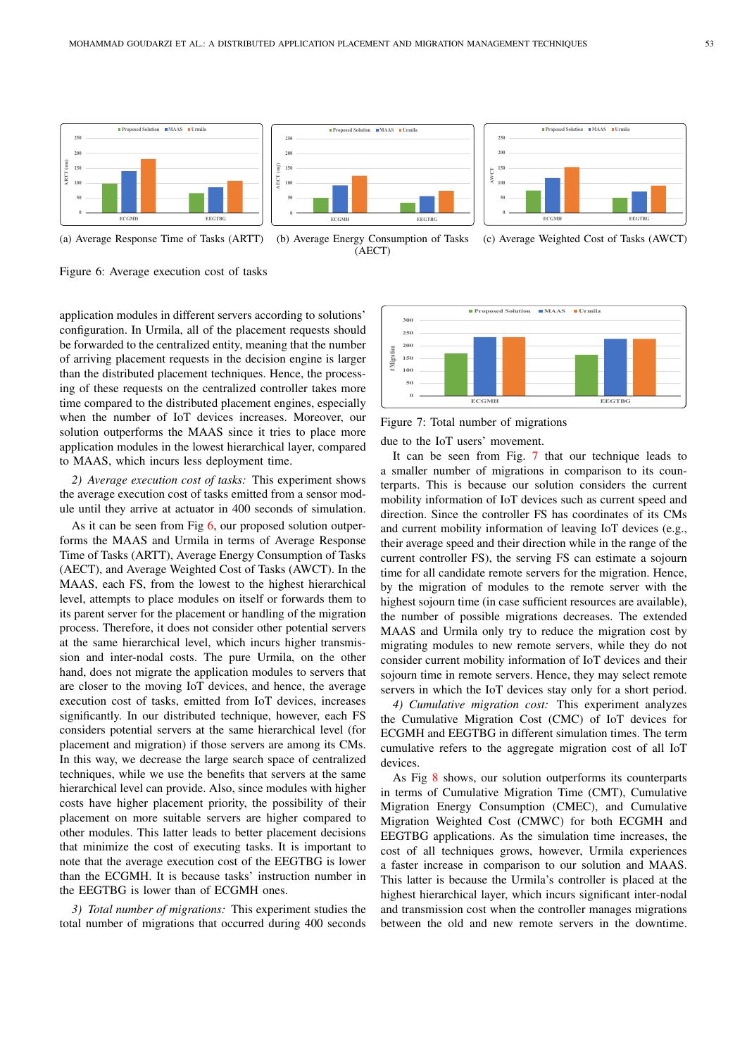(a) Average Response Time of Tasks (ARTT)

(b) Average Energy Consumption of Tasks (AECT)

(c) Average Weighted Cost of Tasks (AWCT)

Figure 6: Average execution cost of tasks

application modules in different servers according to solutions' configuration. In Urmila, all of the placement requests should be forwarded to the centralized entity, meaning that the number of arriving placement requests in the decision engine is larger than the distributed placement techniques. Hence, the processing of these requests on the centralized controller takes more time compared to the distributed placement engines, especially when the number of IoT devices increases. Moreover, our solution outperforms the MAAS since it tries to place more application modules in the lowest hierarchical layer, compared to MAAS, which incurs less deployment time.

*2) Average execution cost of tasks:* This experiment shows the average execution cost of tasks emitted from a sensor module until they arrive at actuator in 400 seconds of simulation.

As it can be seen from Fig 6, our proposed solution outperforms the MAAS and Urmila in terms of Average Response Time of Tasks (ARTT), Average Energy Consumption of Tasks (AECT), and Average Weighted Cost of Tasks (AWCT). In the MAAS, each FS, from the lowest to the highest hierarchical level, attempts to place modules on itself or forwards them to its parent server for the placement or handling of the migration process. Therefore, it does not consider other potential servers at the same hierarchical level, which incurs higher transmission and inter-nodal costs. The pure Urmila, on the other hand, does not migrate the application modules to servers that are closer to the moving IoT devices, and hence, the average execution cost of tasks, emitted from IoT devices, increases significantly. In our distributed technique, however, each FS considers potential servers at the same hierarchical level (for placement and migration) if those servers are among its CMs. In this way, we decrease the large search space of centralized techniques, while we use the benefits that servers at the same hierarchical level can provide. Also, since modules with higher costs have higher placement priority, the possibility of their placement on more suitable servers are higher compared to other modules. This latter leads to better placement decisions that minimize the cost of executing tasks. It is important to note that the average execution cost of the EEGTBG is lower than the ECGMH. It is because tasks' instruction number in the EEGTBG is lower than of ECGMH ones.

*3) Total number of migrations:* This experiment studies the total number of migrations that occurred during 400 seconds due to the IoT users' movement.

Figure 7: Total number of migrations

It can be seen from Fig. 7 that our technique leads to a smaller number of migrations in comparison to its counterparts. This is because our solution considers the current mobility information of IoT devices such as current speed and direction. Since the controller FS has coordinates of its CMs and current mobility information of leaving IoT devices (e.g., their average speed and their direction while in the range of the current controller FS), the serving FS can estimate a sojourn time for all candidate remote servers for the migration. Hence, by the migration of modules to the remote server with the highest sojourn time (in case sufficient resources are available), the number of possible migrations decreases. The extended MAAS and Urmila only try to reduce the migration cost by migrating modules to new remote servers, while they do not consider current mobility information of IoT devices and their sojourn time in remote servers. Hence, they may select remote servers in which the IoT devices stay only for a short period.

*4) Cumulative migration cost:* This experiment analyzes the Cumulative Migration Cost (CMC) of IoT devices for ECGMH and EEGTBG in different simulation times. The term cumulative refers to the aggregate migration cost of all IoT devices.

As Fig 8 shows, our solution outperforms its counterparts in terms of Cumulative Migration Time (CMT), Cumulative Migration Energy Consumption (CMEC), and Cumulative Migration Weighted Cost (CMWC) for both ECGMH and EEGTBG applications. As the simulation time increases, the cost of all techniques grows, however, Urmila experiences a faster increase in comparison to our solution and MAAS. This latter is because the Urmila's controller is placed at the highest hierarchical layer, which incurs significant inter-nodal and transmission cost when the controller manages migrations between the old and new remote servers in the downtime.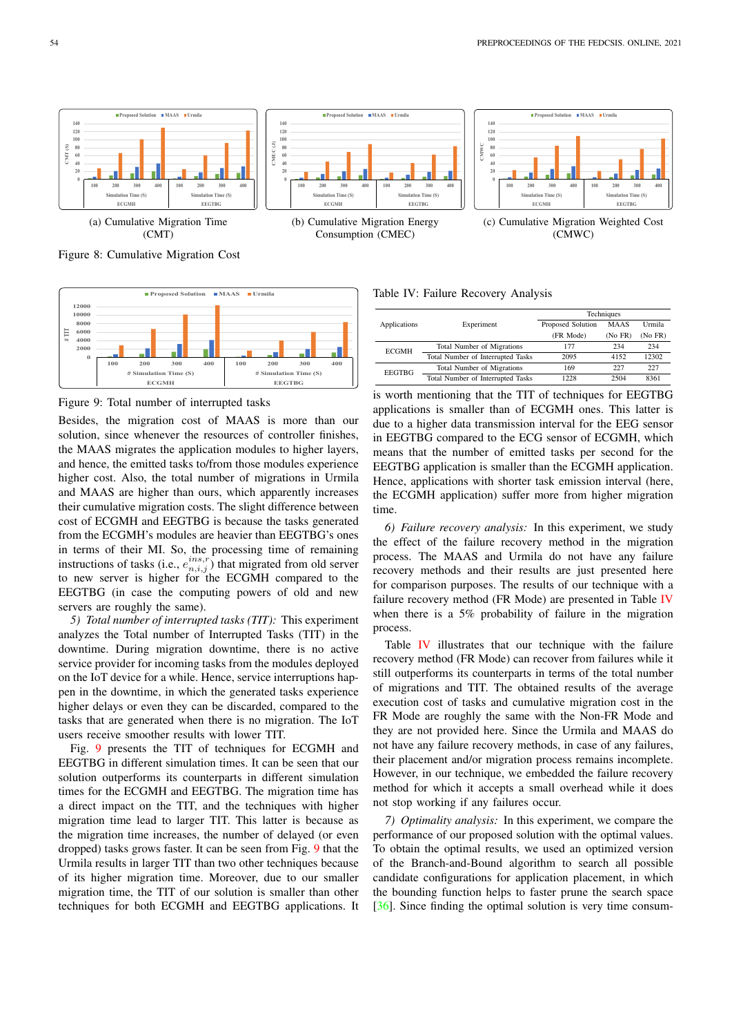(a) Cumulative Migration Time (CMT)

(b) Cumulative Migration Energy Consumption (CMEC)

(c) Cumulative Migration Weighted Cost (CMWC)

Figure 8: Cumulative Migration Cost

Figure 9: Total number of interrupted tasks

Besides, the migration cost of MAAS is more than our solution, since whenever the resources of controller finishes, the MAAS migrates the application modules to higher layers, and hence, the emitted tasks to/from those modules experience higher cost. Also, the total number of migrations in Urmila and MAAS are higher than ours, which apparently increases their cumulative migration costs. The slight difference between cost of ECGMH and EEGTBG is because the tasks generated from the ECGMH's modules are heavier than EEGTBG's ones in terms of their MI. So, the processing time of remaining instructions of tasks (i.e., $e^{ins,r}_{n,i,j}$) that migrated from old server to new server is higher for the ECGMH compared to the EEGTBG (in case the computing powers of old and new servers are roughly the same).

*5) Total number of interrupted tasks (TIT):* This experiment analyzes the Total number of Interrupted Tasks (TIT) in the downtime. During migration downtime, there is no active service provider for incoming tasks from the modules deployed on the IoT device for a while. Hence, service interruptions happen in the downtime, in which the generated tasks experience higher delays or even they can be discarded, compared to the tasks that are generated when there is no migration. The IoT users receive smoother results with lower TIT.

Fig. 9 presents the TIT of techniques for ECGMH and EEGTBG in different simulation times. It can be seen that our solution outperforms its counterparts in different simulation times for the ECGMH and EEGTBG. The migration time has a direct impact on the TIT, and the techniques with higher migration time lead to larger TIT. This latter is because as the migration time increases, the number of delayed (or even dropped) tasks grows faster. It can be seen from Fig. 9 that the Urmila results in larger TIT than two other techniques because of its higher migration time. Moreover, due to our smaller migration time, the TIT of our solution is smaller than other techniques for both ECGMH and EEGTBG applications. It is worth mentioning that the TIT of techniques for EEGTBG applications is smaller than of ECGMH ones. This latter is due to a higher data transmission interval for the EEG sensor in EEGTBG compared to the ECG sensor of ECGMH, which means that the number of emitted tasks per second for the EEGTBG application is smaller than the ECGMH application. Hence, applications with shorter task emission interval (here, the ECGMH application) suffer more from higher migration time.

Table IV: Failure Recovery Analysis

| Applications | Experiment | Proposed Solution (FR Mode) | MAAS (No FR) | Urmila (No FR) |
|---|---|---|---|---|
| ECGMH | Total Number of Migrations | 177 | 234 | 234 |
| | Total Number of Interrupted Tasks | 2095 | 4152 | 12302 |
| EEGTBG | Total Number of Migrations | 169 | 227 | 227 |
| | Total Number of Interrupted Tasks | 1228 | 2504 | 8361 |

*6) Failure recovery analysis:* In this experiment, we study the effect of the failure recovery method in the migration process. The MAAS and Urmila do not have any failure recovery methods and their results are just presented here for comparison purposes. The results of our technique with failure recovery method (FR Mode) are presented in Table IV when there is a 5% probability of failure in the migration process.

Table IV illustrates that our technique with the failure recovery method (FR Mode) can recover from failures while it still outperforms its counterparts in terms of the total number of migrations and TIT. The obtained results of the average execution cost of tasks and cumulative migration cost in the FR Mode are roughly the same with the Non-FR Mode and they are not provided here. Since the Urmila and MAAS do not have any failure recovery methods, in case of any failures, their placement and/or migration process remains incomplete. However, in our technique, we embedded the failure recovery method for which it accepts a small overhead while it does not stop working if any failures occur.

*7) Optimality analysis:* In this experiment, we compare the performance of our proposed solution with the optimal values. To obtain the optimal results, we used an optimized version of the Branch-and-Bound algorithm to search all possible candidate configurations for application placement, in which the bounding function helps to faster prune the search space [36]. Since finding the optimal solution is very time consum-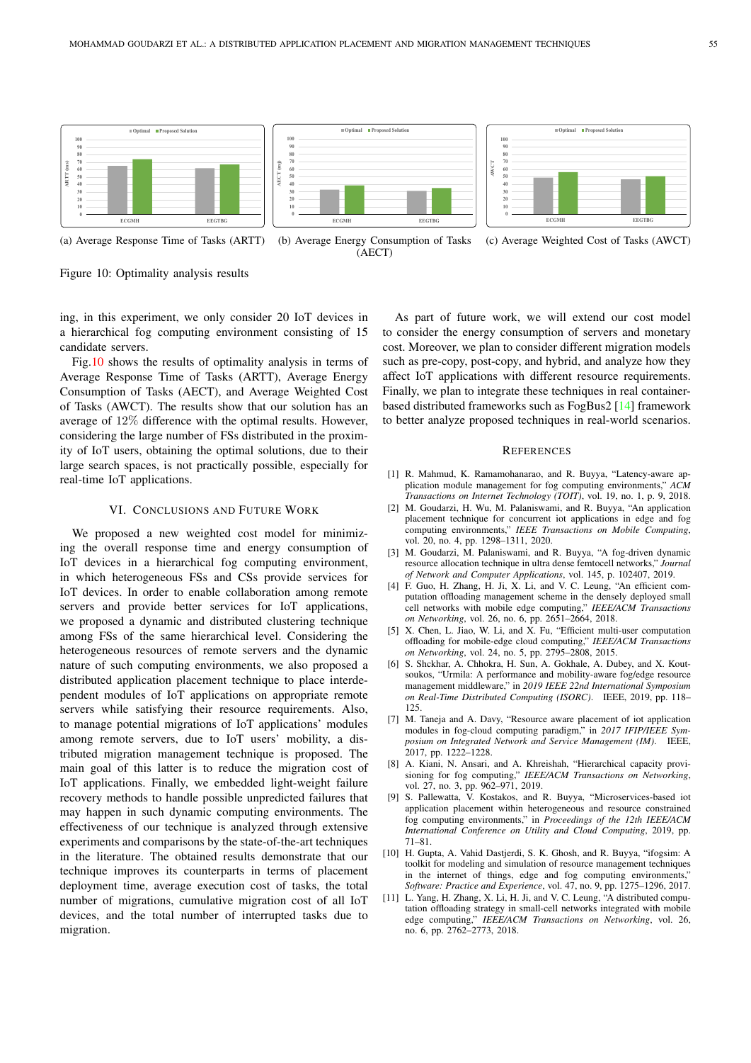(a) Average Response Time of Tasks (ARTT)

(b) Average Energy Consumption of Tasks (AECT)

(c) Average Weighted Cost of Tasks (AWCT)

Figure 10: Optimality analysis results

ing, in this experiment, we only consider 20 IoT devices in a hierarchical fog computing environment consisting of 15 candidate servers.

Fig.10 shows the results of optimality analysis in terms of Average Response Time of Tasks (ARTT), Average Energy Consumption of Tasks (AECT), and Average Weighted Cost of Tasks (AWCT). The results show that our solution has an average of 12% difference with the optimal results. However, considering the large number of FSs distributed in the proximity of IoT users, obtaining the optimal solutions, due to their large search spaces, is not practically possible, especially for real-time IoT applications.

## VI. Conclusions and Future Work

We proposed a new weighted cost model for minimizing the overall response time and energy consumption of IoT devices in a hierarchical fog computing environment, in which heterogeneous FSs and CSs provide services for IoT devices. In order to enable collaboration among remote servers and provide better services for IoT applications, we proposed a dynamic and distributed clustering technique among FSs of the same hierarchical level. Considering the heterogeneous resources of remote servers and the dynamic nature of such computing environments, we also proposed a distributed application placement technique to place interdependent modules of IoT applications on appropriate remote servers while satisfying their resource requirements. Also, to manage potential migrations of IoT applications' modules among remote servers, due to IoT users' mobility, a distributed migration management technique is proposed. The main goal of this latter is to reduce the migration cost of IoT applications. Finally, we embedded light-weight failure recovery methods to handle possible unpredicted failures that may happen in such dynamic computing environments. The effectiveness of our technique is analyzed through extensive experiments and comparisons by the state-of-the-art techniques in the literature. The obtained results demonstrate that our technique improves its counterparts in terms of placement deployment time, average execution cost of tasks, the total number of migrations, cumulative migration cost of all IoT devices, and the total number of interrupted tasks due to migration.

As part of future work, we will extend our cost model to consider the energy consumption of servers and monetary cost. Moreover, we plan to consider different migration models such as pre-copy, post-copy, and hybrid, and analyze how they affect IoT applications with different resource requirements. Finally, we plan to integrate these techniques in real container-based distributed frameworks such as FogBus2 [14] framework to better analyze proposed techniques in real-world scenarios.

## References

[1] R. Mahmud, K. Ramamohanarao, and R. Buyya, "Latency-aware application module management for fog computing environments," *ACM Transactions on Internet Technology (TOIT)*, vol. 19, no. 1, p. 9, 2018.

[2] M. Goudarzi, H. Wu, M. Palaniswami, and R. Buyya, "An application placement technique for concurrent iot applications in edge and fog computing environments," *IEEE Transactions on Mobile Computing*, vol. 20, no. 4, pp. 1298–1311, 2020.

[3] M. Goudarzi, M. Palaniswami, and R. Buyya, "A fog-driven dynamic resource allocation technique in ultra dense femtocell networks," *Journal of Network and Computer Applications*, vol. 145, p. 102407, 2019.

[4] F. Guo, H. Zhang, H. Ji, X. Li, and V. C. Leung, "An efficient computation offloading management scheme in the densely deployed small cell networks with mobile edge computing," *IEEE/ACM Transactions on Networking*, vol. 26, no. 6, pp. 2651–2664, 2018.

[5] X. Chen, L. Jiao, W. Li, and X. Fu, "Efficient multi-user computation offloading for mobile-edge cloud computing," *IEEE/ACM Transactions on Networking*, vol. 24, no. 5, pp. 2795–2808, 2015.

[6] S. Shekhar, A. Chhokra, H. Sun, A. Gokhale, A. Dubey, and X. Koutsoukos, "Urmila: A performance and mobility-aware fog/edge resource management middleware," in *2019 IEEE 22nd International Symposium on Real-Time Distributed Computing (ISORC)*. IEEE, 2019, pp. 118–125.

[7] M. Taneja and A. Davy, "Resource aware placement of iot application modules in fog-cloud computing paradigm," in *2017 IFIP/IEEE Symposium on Integrated Network and Service Management (IM)*. IEEE, 2017, pp. 1222–1228.

[8] A. Kiani, N. Ansari, and A. Khreishah, "Hierarchical capacity provisioning for fog computing," *IEEE/ACM Transactions on Networking*, vol. 27, no. 3, pp. 962–971, 2019.

[9] S. Pallewatta, V. Kostakos, and R. Buyya, "Microservices-based iot application placement within heterogeneous and resource constrained fog computing environments," in *Proceedings of the 12th IEEE/ACM International Conference on Utility and Cloud Computing*, 2019, pp. 71–81.

[10] H. Gupta, A. Vahid Dastjerdi, S. K. Ghosh, and R. Buyya, "ifogsim: A toolkit for modeling and simulation of resource management techniques in the internet of things, edge and fog computing environments," *Software: Practice and Experience*, vol. 47, no. 9, pp. 1275–1296, 2017.

[11] L. Yang, H. Zhang, X. Li, H. Ji, and V. C. Leung, "A distributed computation offloading strategy in small-cell networks integrated with mobile edge computing," *IEEE/ACM Transactions on Networking*, vol. 26, no. 6, pp. 2762–2773, 2018.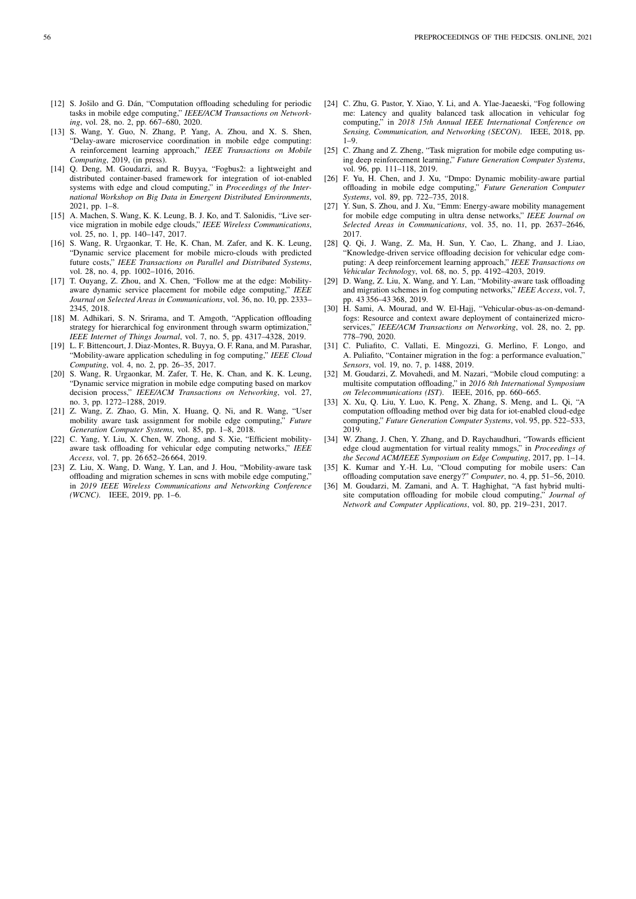[12] S. Jošilo and G. Dán, "Computation offloading scheduling for periodic tasks in mobile edge computing," *IEEE/ACM Transactions on Networking*, vol. 28, no. 2, pp. 667–680, 2020.

[13] S. Wang, Y. Guo, N. Zhang, P. Yang, A. Zhou, and X. S. Shen, "Delay-aware microservice coordination in mobile edge computing: A reinforcement learning approach," *IEEE Transactions on Mobile Computing*, 2019, (in press).

[14] Q. Deng, M. Goudarzi, and R. Buyya, "Fogbus2: a lightweight and distributed container-based framework for integration of iot-enabled systems with edge and cloud computing," in *Proceedings of the International Workshop on Big Data in Emergent Distributed Environments*, 2021, pp. 1–8.

[15] A. Machen, S. Wang, K. K. Leung, B. J. Ko, and T. Salonidis, "Live service migration in mobile edge clouds," *IEEE Wireless Communications*, vol. 25, no. 1, pp. 140–147, 2017.

[16] S. Wang, R. Urgaonkar, T. He, K. Chan, M. Zafer, and K. K. Leung, "Dynamic service placement for mobile micro-clouds with predicted future costs," *IEEE Transactions on Parallel and Distributed Systems*, vol. 28, no. 4, pp. 1002–1016, 2016.

[17] T. Ouyang, Z. Zhou, and X. Chen, "Follow me at the edge: Mobility-aware dynamic service placement for mobile edge computing," *IEEE Journal on Selected Areas in Communications*, vol. 36, no. 10, pp. 2333–2345, 2018.

[18] M. Adhikari, S. N. Srirama, and T. Amgoth, "Application offloading strategy for hierarchical fog environment through swarm optimization," *IEEE Internet of Things Journal*, vol. 7, no. 5, pp. 4317–4328, 2019.

[19] L. F. Bittencourt, J. Diaz-Montes, R. Buyya, O. F. Rana, and M. Parashar, "Mobility-aware application scheduling in fog computing," *IEEE Cloud Computing*, vol. 4, no. 2, pp. 26–35, 2017.

[20] S. Wang, R. Urgaonkar, M. Zafer, T. He, K. Chan, and K. K. Leung, "Dynamic service migration in mobile edge computing based on markov decision process," *IEEE/ACM Transactions on Networking*, vol. 27, no. 3, pp. 1272–1288, 2019.

[21] Z. Wang, Z. Zhao, G. Min, X. Huang, Q. Ni, and R. Wang, "User mobility aware task assignment for mobile edge computing," *Future Generation Computer Systems*, vol. 85, pp. 1–8, 2018.

[22] C. Yang, Y. Liu, X. Chen, W. Zhong, and S. Xie, "Efficient mobility-aware task offloading for vehicular edge computing networks," *IEEE Access*, vol. 7, pp. 26 652–26 664, 2019.

[23] Z. Liu, X. Wang, D. Wang, Y. Lan, and J. Hou, "Mobility-aware task offloading and migration schemes in scns with mobile edge computing," in *2019 IEEE Wireless Communications and Networking Conference (WCNC)*. IEEE, 2019, pp. 1–6.

[24] C. Zhu, G. Pastor, Y. Xiao, Y. Li, and A. Ylae-Jaeaeski, "Fog following me: Latency and quality balanced task allocation in vehicular fog computing," in *2018 15th Annual IEEE International Conference on Sensing, Communication, and Networking (SECON)*. IEEE, 2018, pp. 1–9.

[25] C. Zhang and Z. Zheng, "Task migration for mobile edge computing using deep reinforcement learning," *Future Generation Computer Systems*, vol. 96, pp. 111–118, 2019.

[26] F. Yu, H. Chen, and J. Xu, "Dmpo: Dynamic mobility-aware partial offloading in mobile edge computing," *Future Generation Computer Systems*, vol. 89, pp. 722–735, 2018.

[27] Y. Sun, S. Zhou, and J. Xu, "Emm: Energy-aware mobility management for mobile edge computing in ultra dense networks," *IEEE Journal on Selected Areas in Communications*, vol. 35, no. 11, pp. 2637–2646, 2017.

[28] Q. Qi, J. Wang, Z. Ma, H. Sun, Y. Cao, L. Zhang, and J. Liao, "Knowledge-driven service offloading decision for vehicular edge computing: A deep reinforcement learning approach," *IEEE Transactions on Vehicular Technology*, vol. 68, no. 5, pp. 4192–4203, 2019.

[29] D. Wang, Z. Liu, X. Wang, and Y. Lan, "Mobility-aware task offloading and migration schemes in fog computing networks," *IEEE Access*, vol. 7, pp. 43 356–43 368, 2019.

[30] H. Sami, A. Mourad, and W. El-Hajj, "Vehicular-obus-as-on-demand-fogs: Resource and context aware deployment of containerized micro-services," *IEEE/ACM Transactions on Networking*, vol. 28, no. 2, pp. 778–790, 2020.

[31] C. Puliafito, C. Vallati, E. Mingozzi, G. Merlino, F. Longo, and A. Puliafito, "Container migration in the fog: a performance evaluation," *Sensors*, vol. 19, no. 7, p. 1488, 2019.

[32] M. Goudarzi, Z. Movahedi, and M. Nazari, "Mobile cloud computing: a multisite computation offloading," in *2016 8th International Symposium on Telecommunications (IST)*. IEEE, 2016, pp. 660–665.

[33] X. Xu, Q. Liu, Y. Luo, K. Peng, X. Zhang, S. Meng, and L. Qi, "A computation offloading method over big data for iot-enabled cloud-edge computing," *Future Generation Computer Systems*, vol. 95, pp. 522–533, 2019.

[34] W. Zhang, J. Chen, Y. Zhang, and D. Raychaudhuri, "Towards efficient edge cloud augmentation for virtual reality mmogs," in *Proceedings of the Second ACM/IEEE Symposium on Edge Computing*, 2017, pp. 1–14.

[35] K. Kumar and Y.-H. Lu, "Cloud computing for mobile users: Can offloading computation save energy?" *Computer*, no. 4, pp. 51–56, 2010.

[36] M. Goudarzi, M. Zamani, and A. T. Haghighat, "A fast hybrid multi-site computation offloading for mobile cloud computing," *Journal of Network and Computer Applications*, vol. 80, pp. 219–231, 2017.